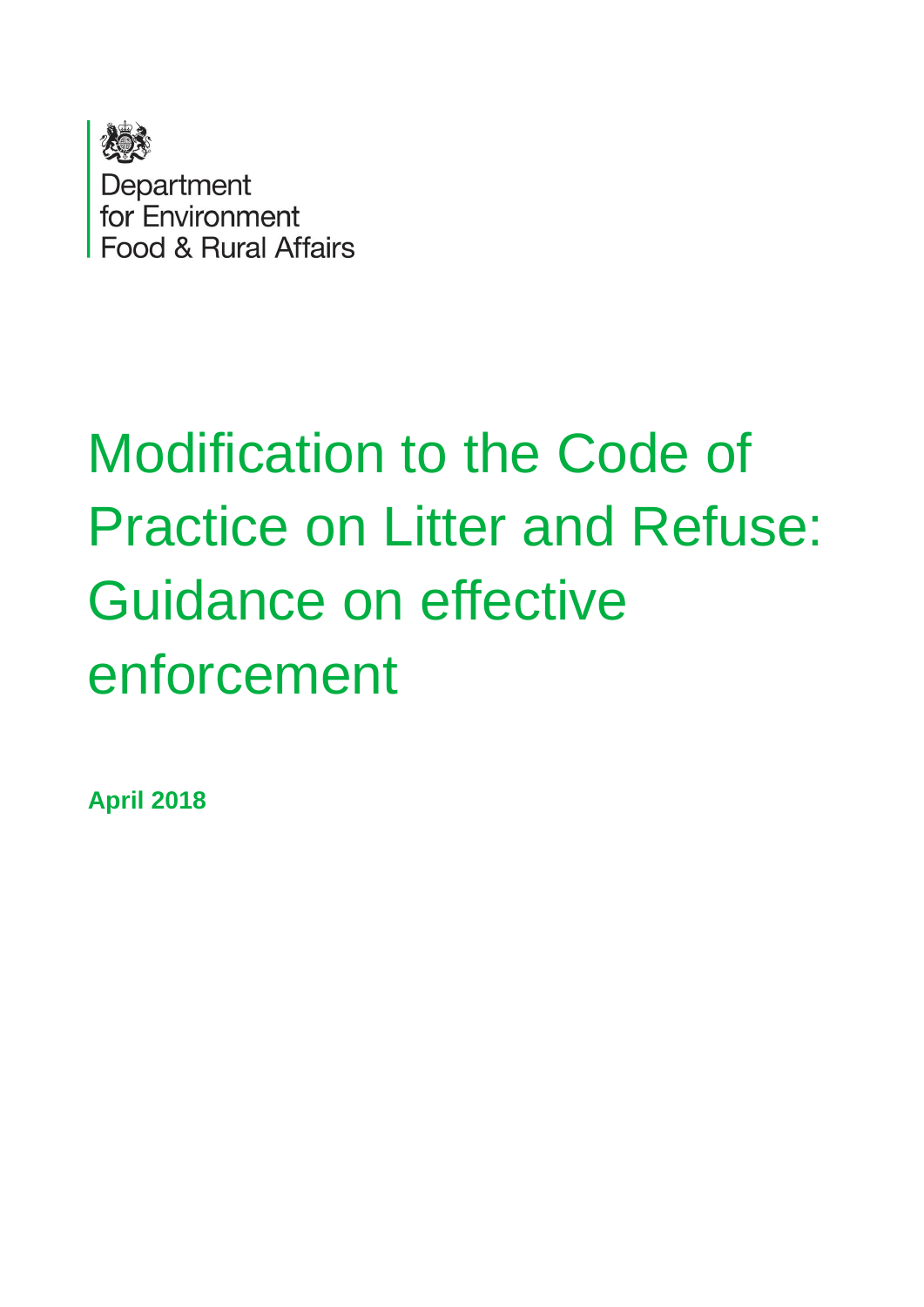Department
for Environment
Food & Rural Affairs

# Modification to the Code of Practice on Litter and Refuse: Guidance on effective enforcement

**April 2018**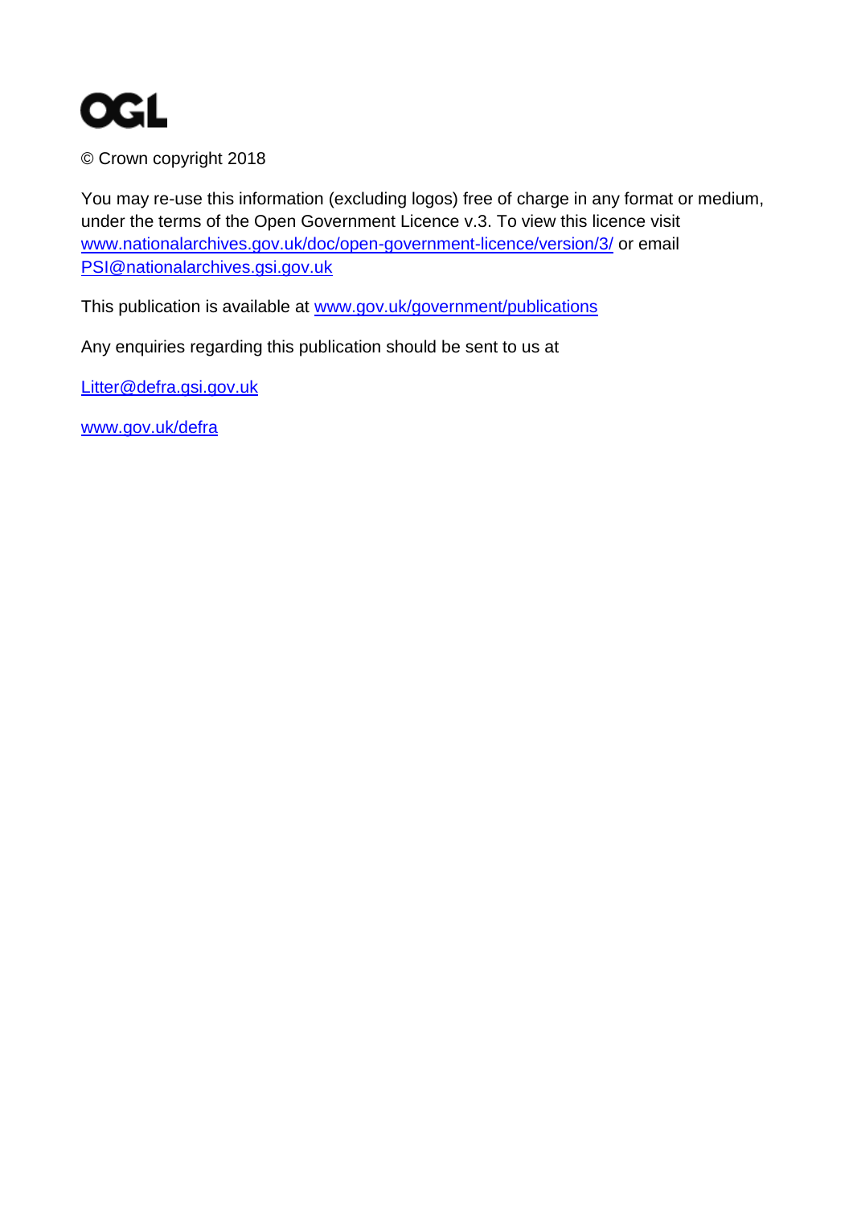OGL

© Crown copyright 2018

You may re-use this information (excluding logos) free of charge in any format or medium, under the terms of the Open Government Licence v.3. To view this licence visit www.nationalarchives.gov.uk/doc/open-government-licence/version/3/ or email PSI@nationalarchives.gsi.gov.uk

This publication is available at www.gov.uk/government/publications

Any enquiries regarding this publication should be sent to us at

Litter@defra.gsi.gov.uk

www.gov.uk/defra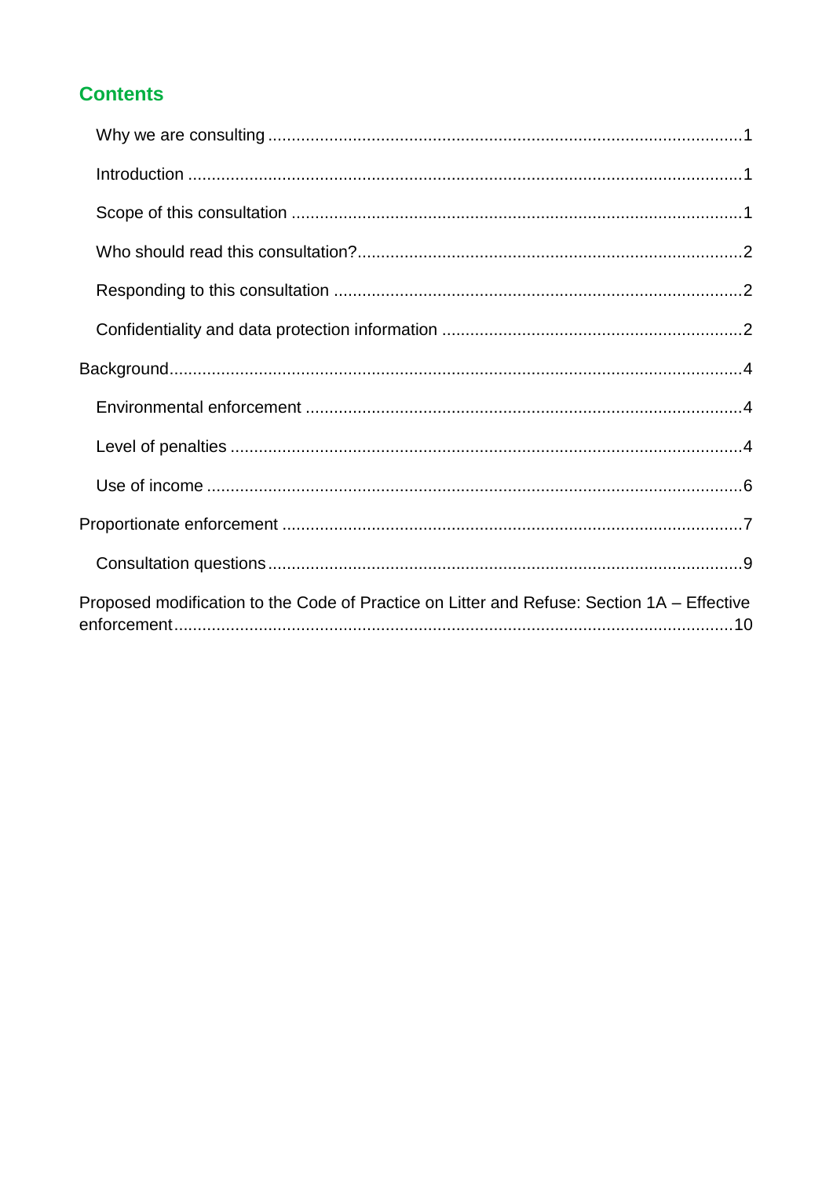## Contents

- Why we are consulting ....................................................................................................1
- Introduction ......................................................................................................................1
- Scope of this consultation ...............................................................................................1
- Who should read this consultation?.................................................................................2
- Responding to this consultation ......................................................................................2
- Confidentiality and data protection information ...............................................................2

Background..........................................................................................................................4

- Environmental enforcement ............................................................................................4
- Level of penalties ............................................................................................................4
- Use of income .................................................................................................................6

Proportionate enforcement ..................................................................................................7

- Consultation questions ....................................................................................................9

Proposed modification to the Code of Practice on Litter and Refuse: Section 1A – Effective enforcement......................................................................................................................10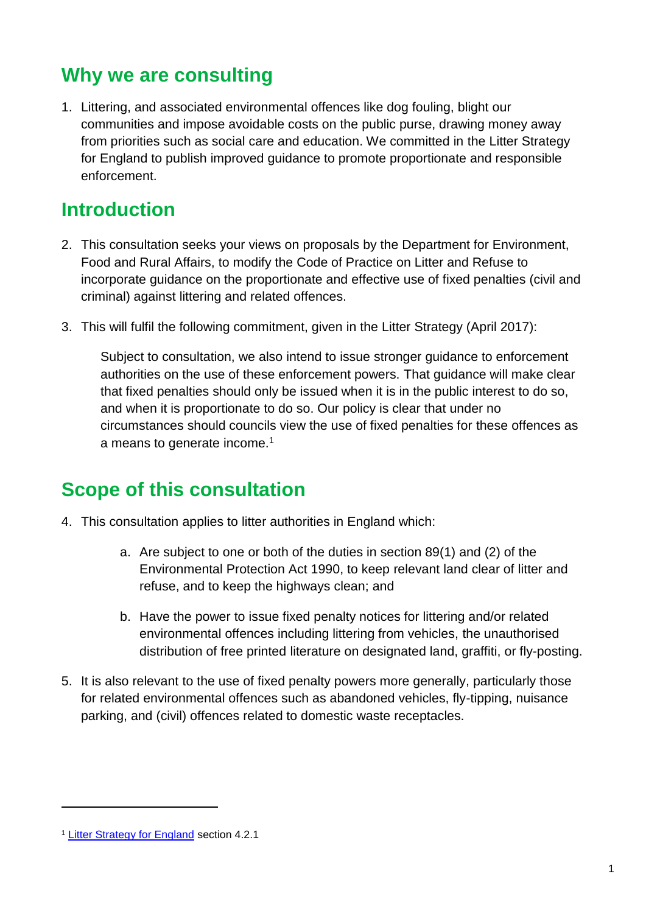## Why we are consulting

1. Littering, and associated environmental offences like dog fouling, blight our communities and impose avoidable costs on the public purse, drawing money away from priorities such as social care and education. We committed in the Litter Strategy for England to publish improved guidance to promote proportionate and responsible enforcement.

## Introduction

2. This consultation seeks your views on proposals by the Department for Environment, Food and Rural Affairs, to modify the Code of Practice on Litter and Refuse to incorporate guidance on the proportionate and effective use of fixed penalties (civil and criminal) against littering and related offences.

3. This will fulfil the following commitment, given in the Litter Strategy (April 2017):

   Subject to consultation, we also intend to issue stronger guidance to enforcement authorities on the use of these enforcement powers. That guidance will make clear that fixed penalties should only be issued when it is in the public interest to do so, and when it is proportionate to do so. Our policy is clear that under no circumstances should councils view the use of fixed penalties for these offences as a means to generate income.[1]

## Scope of this consultation

4. This consultation applies to litter authorities in England which:

   a. Are subject to one or both of the duties in section 89(1) and (2) of the Environmental Protection Act 1990, to keep relevant land clear of litter and refuse, and to keep the highways clean; and

   b. Have the power to issue fixed penalty notices for littering and/or related environmental offences including littering from vehicles, the unauthorised distribution of free printed literature on designated land, graffiti, or fly-posting.

5. It is also relevant to the use of fixed penalty powers more generally, particularly those for related environmental offences such as abandoned vehicles, fly-tipping, nuisance parking, and (civil) offences related to domestic waste receptacles.

---

[1] Litter Strategy for England section 4.2.1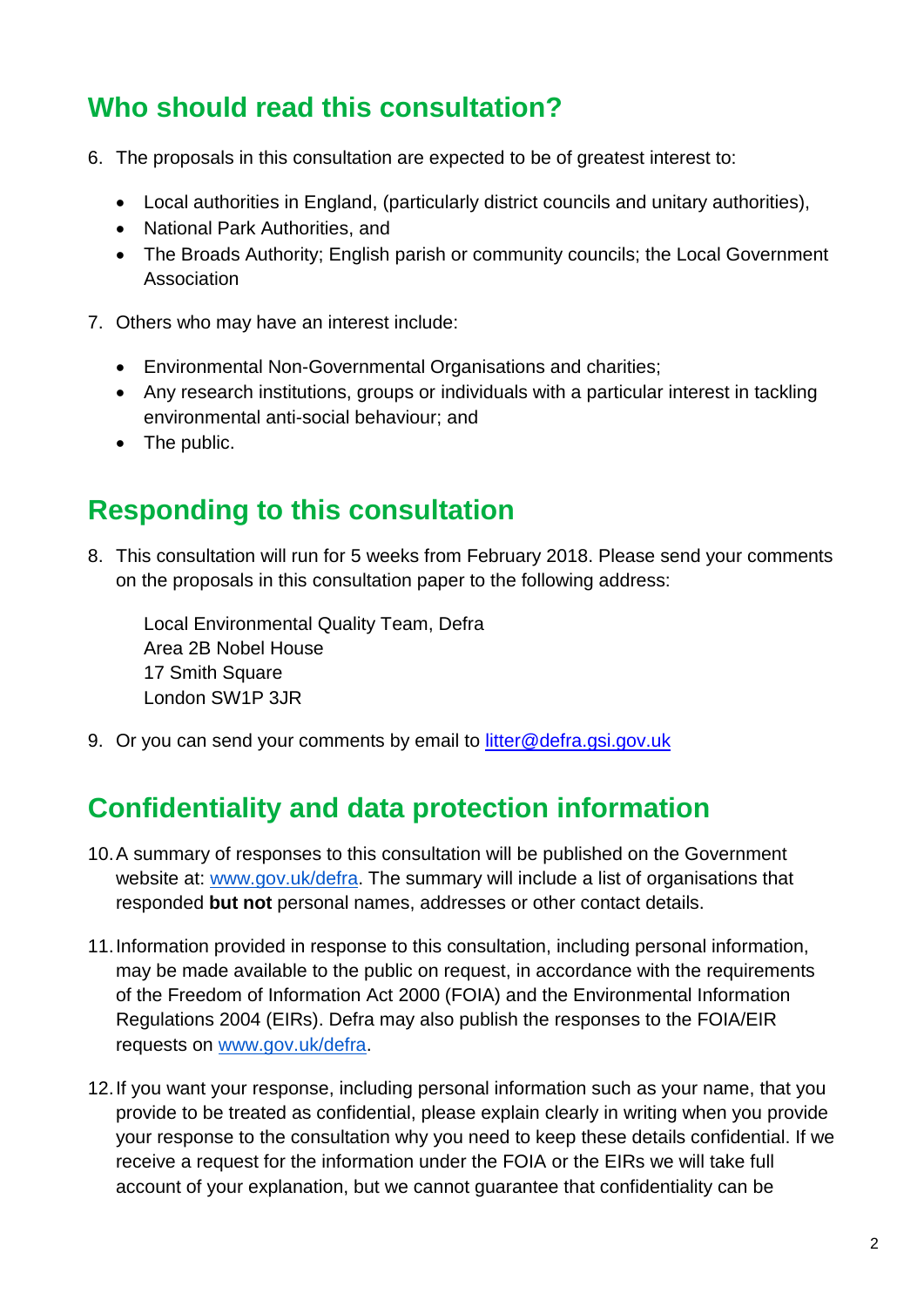## Who should read this consultation?

6. The proposals in this consultation are expected to be of greatest interest to:

   - Local authorities in England, (particularly district councils and unitary authorities),
   - National Park Authorities, and
   - The Broads Authority; English parish or community councils; the Local Government Association

7. Others who may have an interest include:

   - Environmental Non-Governmental Organisations and charities;
   - Any research institutions, groups or individuals with a particular interest in tackling environmental anti-social behaviour; and
   - The public.

## Responding to this consultation

8. This consultation will run for 5 weeks from February 2018. Please send your comments on the proposals in this consultation paper to the following address:

   Local Environmental Quality Team, Defra
   Area 2B Nobel House
   17 Smith Square
   London SW1P 3JR

9. Or you can send your comments by email to litter@defra.gsi.gov.uk

## Confidentiality and data protection information

10. A summary of responses to this consultation will be published on the Government website at: www.gov.uk/defra. The summary will include a list of organisations that responded **but not** personal names, addresses or other contact details.

11. Information provided in response to this consultation, including personal information, may be made available to the public on request, in accordance with the requirements of the Freedom of Information Act 2000 (FOIA) and the Environmental Information Regulations 2004 (EIRs). Defra may also publish the responses to the FOIA/EIR requests on www.gov.uk/defra.

12. If you want your response, including personal information such as your name, that you provide to be treated as confidential, please explain clearly in writing when you provide your response to the consultation why you need to keep these details confidential. If we receive a request for the information under the FOIA or the EIRs we will take full account of your explanation, but we cannot guarantee that confidentiality can be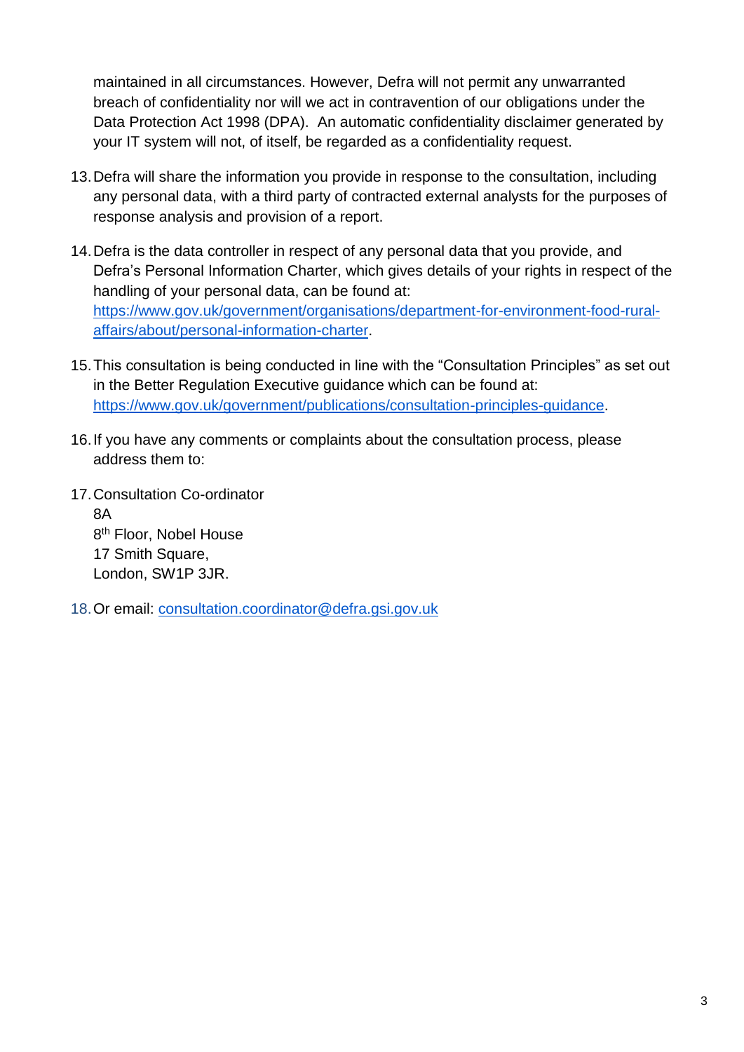maintained in all circumstances. However, Defra will not permit any unwarranted breach of confidentiality nor will we act in contravention of our obligations under the Data Protection Act 1998 (DPA). An automatic confidentiality disclaimer generated by your IT system will not, of itself, be regarded as a confidentiality request.

13. Defra will share the information you provide in response to the consultation, including any personal data, with a third party of contracted external analysts for the purposes of response analysis and provision of a report.

14. Defra is the data controller in respect of any personal data that you provide, and Defra's Personal Information Charter, which gives details of your rights in respect of the handling of your personal data, can be found at: [https://www.gov.uk/government/organisations/department-for-environment-food-rural-affairs/about/personal-information-charter](https://www.gov.uk/government/organisations/department-for-environment-food-rural-affairs/about/personal-information-charter).

15. This consultation is being conducted in line with the "Consultation Principles" as set out in the Better Regulation Executive guidance which can be found at: [https://www.gov.uk/government/publications/consultation-principles-guidance](https://www.gov.uk/government/publications/consultation-principles-guidance).

16. If you have any comments or complaints about the consultation process, please address them to:

17. Consultation Co-ordinator
    8A
    8th Floor, Nobel House
    17 Smith Square,
    London, SW1P 3JR.

18. Or email: [consultation.coordinator@defra.gsi.gov.uk](mailto:consultation.coordinator@defra.gsi.gov.uk)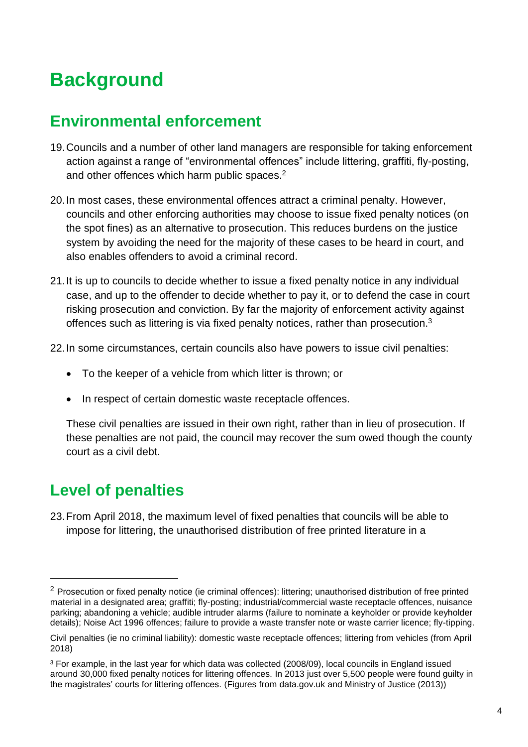# Background

## Environmental enforcement

19. Councils and a number of other land managers are responsible for taking enforcement action against a range of "environmental offences" include littering, graffiti, fly-posting, and other offences which harm public spaces.[2]

20. In most cases, these environmental offences attract a criminal penalty. However, councils and other enforcing authorities may choose to issue fixed penalty notices (on the spot fines) as an alternative to prosecution. This reduces burdens on the justice system by avoiding the need for the majority of these cases to be heard in court, and also enables offenders to avoid a criminal record.

21. It is up to councils to decide whether to issue a fixed penalty notice in any individual case, and up to the offender to decide whether to pay it, or to defend the case in court risking prosecution and conviction. By far the majority of enforcement activity against offences such as littering is via fixed penalty notices, rather than prosecution.[3]

22. In some circumstances, certain councils also have powers to issue civil penalties:

    - To the keeper of a vehicle from which litter is thrown; or
    - In respect of certain domestic waste receptacle offences.

    These civil penalties are issued in their own right, rather than in lieu of prosecution. If these penalties are not paid, the council may recover the sum owed though the county court as a civil debt.

## Level of penalties

23. From April 2018, the maximum level of fixed penalties that councils will be able to impose for littering, the unauthorised distribution of free printed literature in a

---

[2] Prosecution or fixed penalty notice (ie criminal offences): littering; unauthorised distribution of free printed material in a designated area; graffiti; fly-posting; industrial/commercial waste receptacle offences, nuisance parking; abandoning a vehicle; audible intruder alarms (failure to nominate a keyholder or provide keyholder details); Noise Act 1996 offences; failure to provide a waste transfer note or waste carrier licence; fly-tipping.

Civil penalties (ie no criminal liability): domestic waste receptacle offences; littering from vehicles (from April 2018)

[3] For example, in the last year for which data was collected (2008/09), local councils in England issued around 30,000 fixed penalty notices for littering offences. In 2013 just over 5,500 people were found guilty in the magistrates' courts for littering offences. (Figures from data.gov.uk and Ministry of Justice (2013))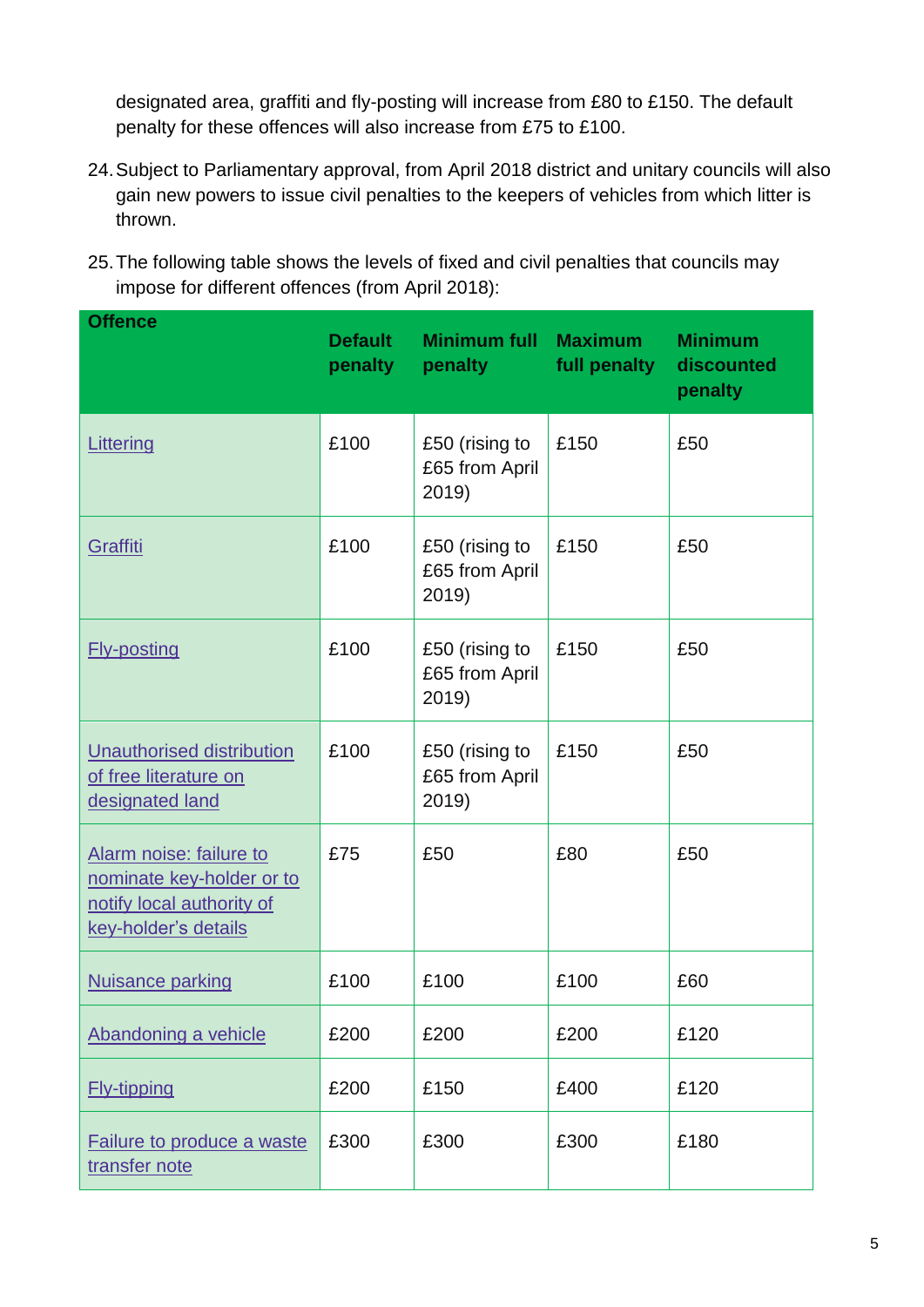designated area, graffiti and fly-posting will increase from £80 to £150. The default penalty for these offences will also increase from £75 to £100.

24. Subject to Parliamentary approval, from April 2018 district and unitary councils will also gain new powers to issue civil penalties to the keepers of vehicles from which litter is thrown.

25. The following table shows the levels of fixed and civil penalties that councils may impose for different offences (from April 2018):

| Offence | Default penalty | Minimum full penalty | Maximum full penalty | Minimum discounted penalty |
|---|---|---|---|---|
| Littering | £100 | £50 (rising to £65 from April 2019) | £150 | £50 |
| Graffiti | £100 | £50 (rising to £65 from April 2019) | £150 | £50 |
| Fly-posting | £100 | £50 (rising to £65 from April 2019) | £150 | £50 |
| Unauthorised distribution of free literature on designated land | £100 | £50 (rising to £65 from April 2019) | £150 | £50 |
| Alarm noise: failure to nominate key-holder or to notify local authority of key-holder's details | £75 | £50 | £80 | £50 |
| Nuisance parking | £100 | £100 | £100 | £60 |
| Abandoning a vehicle | £200 | £200 | £200 | £120 |
| Fly-tipping | £200 | £150 | £400 | £120 |
| Failure to produce a waste transfer note | £300 | £300 | £300 | £180 |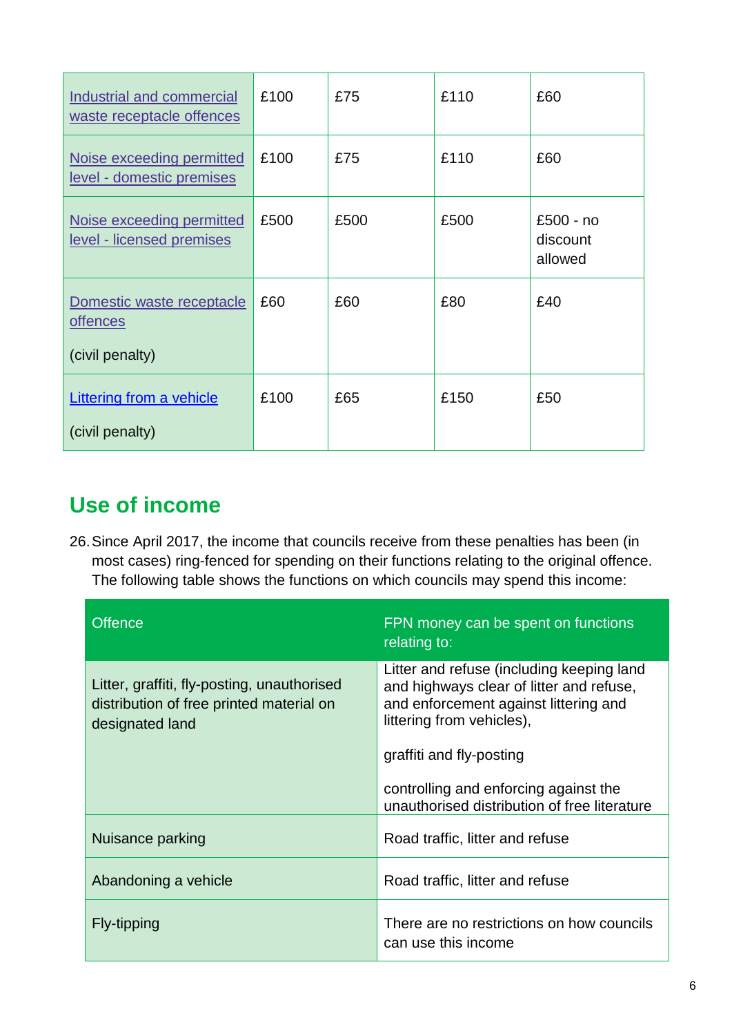| | | | | |
|---|---|---|---|---|
| Industrial and commercial waste receptacle offences | £100 | £75 | £110 | £60 |
| Noise exceeding permitted level - domestic premises | £100 | £75 | £110 | £60 |
| Noise exceeding permitted level - licensed premises | £500 | £500 | £500 | £500 - no discount allowed |
| Domestic waste receptacle offences<br><br>(civil penalty) | £60 | £60 | £80 | £40 |
| Littering from a vehicle<br><br>(civil penalty) | £100 | £65 | £150 | £50 |

## Use of income

26. Since April 2017, the income that councils receive from these penalties has been (in most cases) ring-fenced for spending on their functions relating to the original offence. The following table shows the functions on which councils may spend this income:

| Offence | FPN money can be spent on functions relating to: |
|---|---|
| Litter, graffiti, fly-posting, unauthorised distribution of free printed material on designated land | Litter and refuse (including keeping land and highways clear of litter and refuse, and enforcement against littering and littering from vehicles),<br><br>graffiti and fly-posting<br><br>controlling and enforcing against the unauthorised distribution of free literature |
| Nuisance parking | Road traffic, litter and refuse |
| Abandoning a vehicle | Road traffic, litter and refuse |
| Fly-tipping | There are no restrictions on how councils can use this income |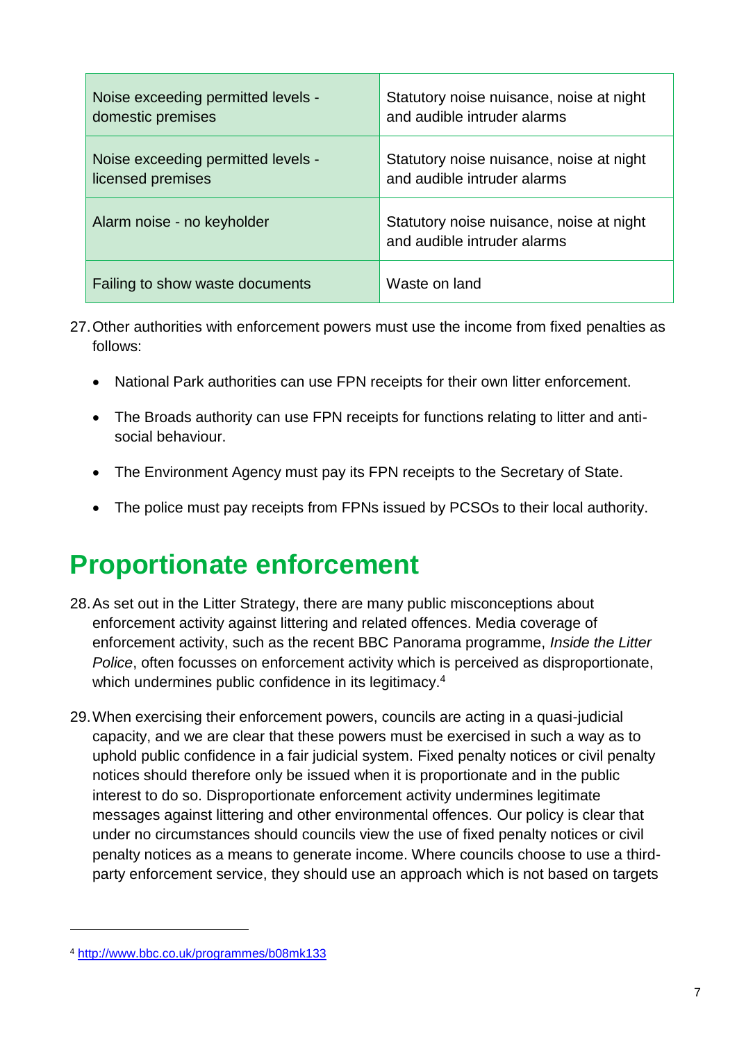| | |
|---|---|
| Noise exceeding permitted levels - domestic premises | Statutory noise nuisance, noise at night and audible intruder alarms |
| Noise exceeding permitted levels - licensed premises | Statutory noise nuisance, noise at night and audible intruder alarms |
| Alarm noise - no keyholder | Statutory noise nuisance, noise at night and audible intruder alarms |
| Failing to show waste documents | Waste on land |

27. Other authorities with enforcement powers must use the income from fixed penalties as follows:

    - National Park authorities can use FPN receipts for their own litter enforcement.
    - The Broads authority can use FPN receipts for functions relating to litter and anti-social behaviour.
    - The Environment Agency must pay its FPN receipts to the Secretary of State.
    - The police must pay receipts from FPNs issued by PCSOs to their local authority.

# Proportionate enforcement

28. As set out in the Litter Strategy, there are many public misconceptions about enforcement activity against littering and related offences. Media coverage of enforcement activity, such as the recent BBC Panorama programme, *Inside the Litter Police*, often focusses on enforcement activity which is perceived as disproportionate, which undermines public confidence in its legitimacy.[4]

29. When exercising their enforcement powers, councils are acting in a quasi-judicial capacity, and we are clear that these powers must be exercised in such a way as to uphold public confidence in a fair judicial system. Fixed penalty notices or civil penalty notices should therefore only be issued when it is proportionate and in the public interest to do so. Disproportionate enforcement activity undermines legitimate messages against littering and other environmental offences. Our policy is clear that under no circumstances should councils view the use of fixed penalty notices or civil penalty notices as a means to generate income. Where councils choose to use a third-party enforcement service, they should use an approach which is not based on targets

[4] http://www.bbc.co.uk/programmes/b08mk133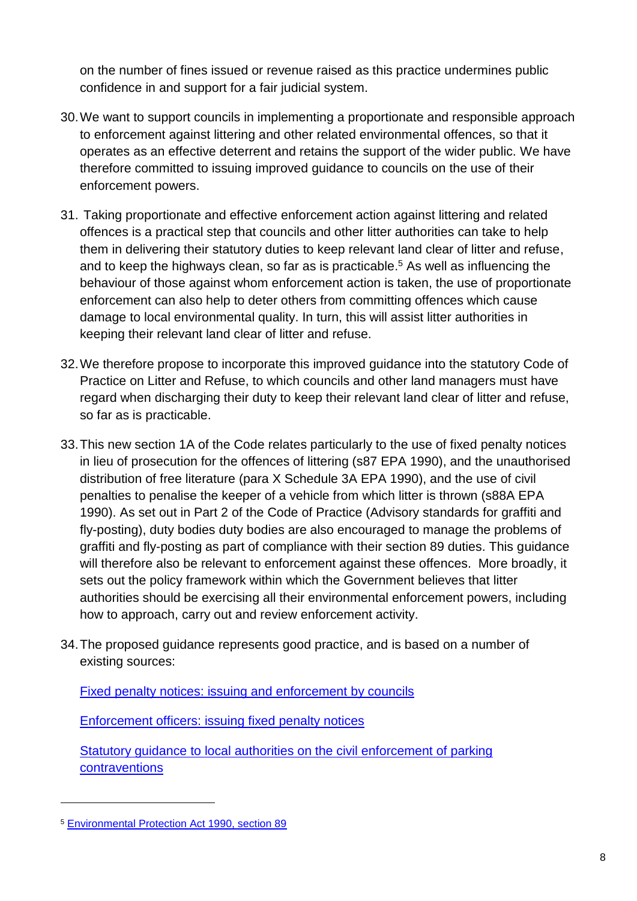on the number of fines issued or revenue raised as this practice undermines public confidence in and support for a fair judicial system.

30. We want to support councils in implementing a proportionate and responsible approach to enforcement against littering and other related environmental offences, so that it operates as an effective deterrent and retains the support of the wider public. We have therefore committed to issuing improved guidance to councils on the use of their enforcement powers.

31. Taking proportionate and effective enforcement action against littering and related offences is a practical step that councils and other litter authorities can take to help them in delivering their statutory duties to keep relevant land clear of litter and refuse, and to keep the highways clean, so far as is practicable.[5] As well as influencing the behaviour of those against whom enforcement action is taken, the use of proportionate enforcement can also help to deter others from committing offences which cause damage to local environmental quality. In turn, this will assist litter authorities in keeping their relevant land clear of litter and refuse.

32. We therefore propose to incorporate this improved guidance into the statutory Code of Practice on Litter and Refuse, to which councils and other land managers must have regard when discharging their duty to keep their relevant land clear of litter and refuse, so far as is practicable.

33. This new section 1A of the Code relates particularly to the use of fixed penalty notices in lieu of prosecution for the offences of littering (s87 EPA 1990), and the unauthorised distribution of free literature (para X Schedule 3A EPA 1990), and the use of civil penalties to penalise the keeper of a vehicle from which litter is thrown (s88A EPA 1990). As set out in Part 2 of the Code of Practice (Advisory standards for graffiti and fly-posting), duty bodies duty bodies are also encouraged to manage the problems of graffiti and fly-posting as part of compliance with their section 89 duties. This guidance will therefore also be relevant to enforcement against these offences. More broadly, it sets out the policy framework within which the Government believes that litter authorities should be exercising all their environmental enforcement powers, including how to approach, carry out and review enforcement activity.

34. The proposed guidance represents good practice, and is based on a number of existing sources:

    Fixed penalty notices: issuing and enforcement by councils

    Enforcement officers: issuing fixed penalty notices

    Statutory guidance to local authorities on the civil enforcement of parking contraventions

---

[5] Environmental Protection Act 1990, section 89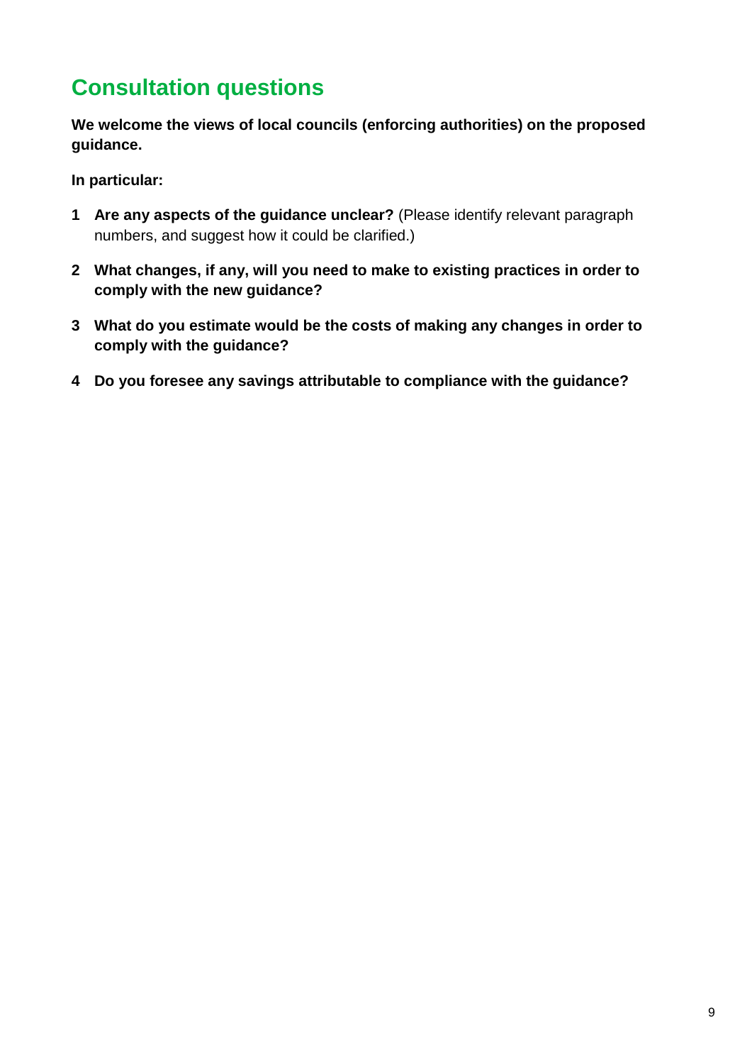## Consultation questions

**We welcome the views of local councils (enforcing authorities) on the proposed guidance.**

**In particular:**

1. **Are any aspects of the guidance unclear?** (Please identify relevant paragraph numbers, and suggest how it could be clarified.)

2. **What changes, if any, will you need to make to existing practices in order to comply with the new guidance?**

3. **What do you estimate would be the costs of making any changes in order to comply with the guidance?**

4. **Do you foresee any savings attributable to compliance with the guidance?**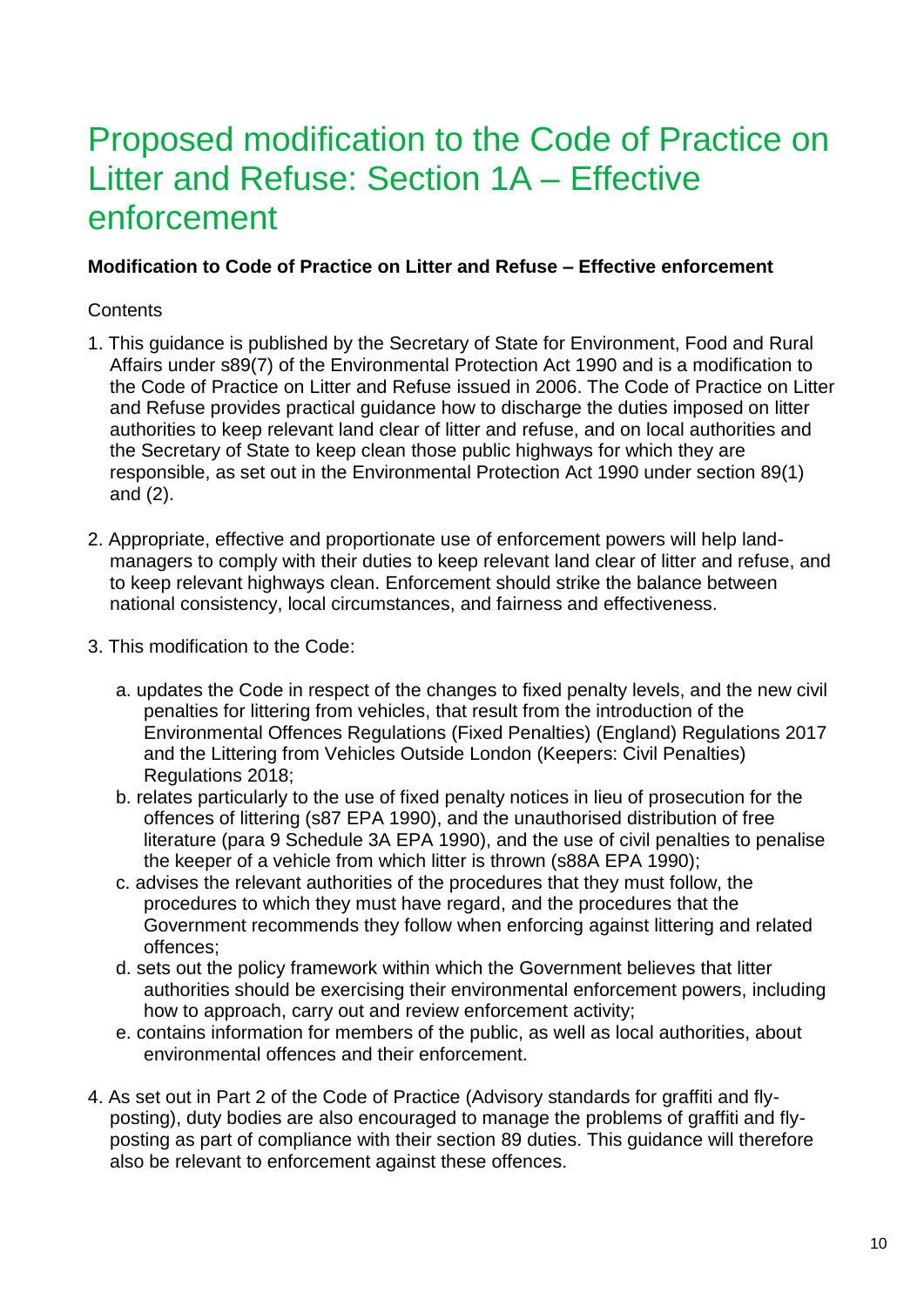# Proposed modification to the Code of Practice on Litter and Refuse: Section 1A – Effective enforcement

**Modification to Code of Practice on Litter and Refuse – Effective enforcement**

Contents

1. This guidance is published by the Secretary of State for Environment, Food and Rural Affairs under s89(7) of the Environmental Protection Act 1990 and is a modification to the Code of Practice on Litter and Refuse issued in 2006. The Code of Practice on Litter and Refuse provides practical guidance how to discharge the duties imposed on litter authorities to keep relevant land clear of litter and refuse, and on local authorities and the Secretary of State to keep clean those public highways for which they are responsible, as set out in the Environmental Protection Act 1990 under section 89(1) and (2).

2. Appropriate, effective and proportionate use of enforcement powers will help land-managers to comply with their duties to keep relevant land clear of litter and refuse, and to keep relevant highways clean. Enforcement should strike the balance between national consistency, local circumstances, and fairness and effectiveness.

3. This modification to the Code:

   a. updates the Code in respect of the changes to fixed penalty levels, and the new civil penalties for littering from vehicles, that result from the introduction of the Environmental Offences Regulations (Fixed Penalties) (England) Regulations 2017 and the Littering from Vehicles Outside London (Keepers: Civil Penalties) Regulations 2018;
   b. relates particularly to the use of fixed penalty notices in lieu of prosecution for the offences of littering (s87 EPA 1990), and the unauthorised distribution of free literature (para 9 Schedule 3A EPA 1990), and the use of civil penalties to penalise the keeper of a vehicle from which litter is thrown (s88A EPA 1990);
   c. advises the relevant authorities of the procedures that they must follow, the procedures to which they must have regard, and the procedures that the Government recommends they follow when enforcing against littering and related offences;
   d. sets out the policy framework within which the Government believes that litter authorities should be exercising their environmental enforcement powers, including how to approach, carry out and review enforcement activity;
   e. contains information for members of the public, as well as local authorities, about environmental offences and their enforcement.

4. As set out in Part 2 of the Code of Practice (Advisory standards for graffiti and fly-posting), duty bodies are also encouraged to manage the problems of graffiti and fly-posting as part of compliance with their section 89 duties. This guidance will therefore also be relevant to enforcement against these offences.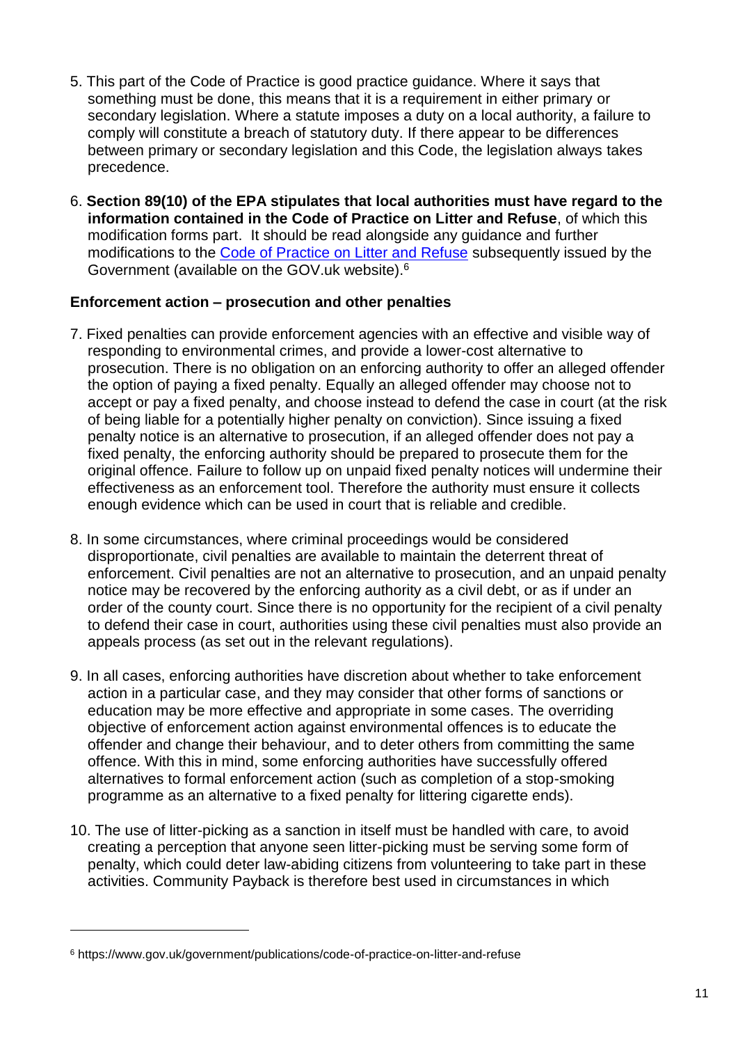5. This part of the Code of Practice is good practice guidance. Where it says that something must be done, this means that it is a requirement in either primary or secondary legislation. Where a statute imposes a duty on a local authority, a failure to comply will constitute a breach of statutory duty. If there appear to be differences between primary or secondary legislation and this Code, the legislation always takes precedence.

6. **Section 89(10) of the EPA stipulates that local authorities must have regard to the information contained in the Code of Practice on Litter and Refuse**, of which this modification forms part. It should be read alongside any guidance and further modifications to the [Code of Practice on Litter and Refuse](https://www.gov.uk/government/publications/code-of-practice-on-litter-and-refuse) subsequently issued by the Government (available on the GOV.uk website).[6]

### Enforcement action – prosecution and other penalties

7. Fixed penalties can provide enforcement agencies with an effective and visible way of responding to environmental crimes, and provide a lower-cost alternative to prosecution. There is no obligation on an enforcing authority to offer an alleged offender the option of paying a fixed penalty. Equally an alleged offender may choose not to accept or pay a fixed penalty, and choose instead to defend the case in court (at the risk of being liable for a potentially higher penalty on conviction). Since issuing a fixed penalty notice is an alternative to prosecution, if an alleged offender does not pay a fixed penalty, the enforcing authority should be prepared to prosecute them for the original offence. Failure to follow up on unpaid fixed penalty notices will undermine their effectiveness as an enforcement tool. Therefore the authority must ensure it collects enough evidence which can be used in court that is reliable and credible.

8. In some circumstances, where criminal proceedings would be considered disproportionate, civil penalties are available to maintain the deterrent threat of enforcement. Civil penalties are not an alternative to prosecution, and an unpaid penalty notice may be recovered by the enforcing authority as a civil debt, or as if under an order of the county court. Since there is no opportunity for the recipient of a civil penalty to defend their case in court, authorities using these civil penalties must also provide an appeals process (as set out in the relevant regulations).

9. In all cases, enforcing authorities have discretion about whether to take enforcement action in a particular case, and they may consider that other forms of sanctions or education may be more effective and appropriate in some cases. The overriding objective of enforcement action against environmental offences is to educate the offender and change their behaviour, and to deter others from committing the same offence. With this in mind, some enforcing authorities have successfully offered alternatives to formal enforcement action (such as completion of a stop-smoking programme as an alternative to a fixed penalty for littering cigarette ends).

10. The use of litter-picking as a sanction in itself must be handled with care, to avoid creating a perception that anyone seen litter-picking must be serving some form of penalty, which could deter law-abiding citizens from volunteering to take part in these activities. Community Payback is therefore best used in circumstances in which

---

[6] https://www.gov.uk/government/publications/code-of-practice-on-litter-and-refuse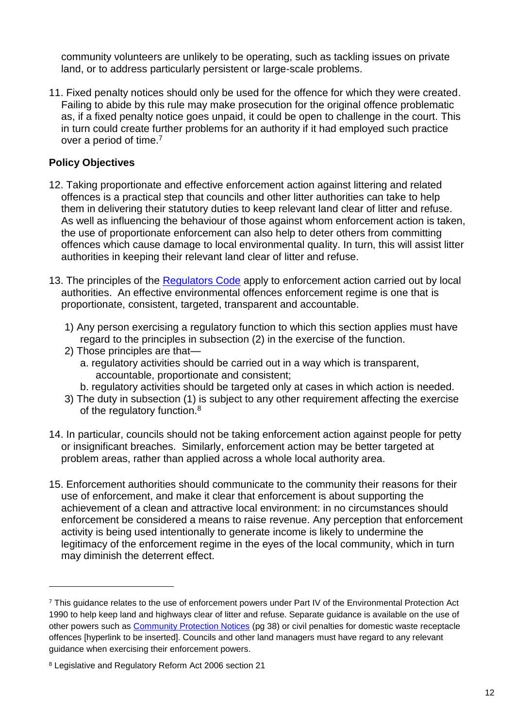community volunteers are unlikely to be operating, such as tackling issues on private land, or to address particularly persistent or large-scale problems.

11. Fixed penalty notices should only be used for the offence for which they were created. Failing to abide by this rule may make prosecution for the original offence problematic as, if a fixed penalty notice goes unpaid, it could be open to challenge in the court. This in turn could create further problems for an authority if it had employed such practice over a period of time.[7]

**Policy Objectives**

12. Taking proportionate and effective enforcement action against littering and related offences is a practical step that councils and other litter authorities can take to help them in delivering their statutory duties to keep relevant land clear of litter and refuse. As well as influencing the behaviour of those against whom enforcement action is taken, the use of proportionate enforcement can also help to deter others from committing offences which cause damage to local environmental quality. In turn, this will assist litter authorities in keeping their relevant land clear of litter and refuse.

13. The principles of the Regulators Code apply to enforcement action carried out by local authorities. An effective environmental offences enforcement regime is one that is proportionate, consistent, targeted, transparent and accountable.

    1) Any person exercising a regulatory function to which this section applies must have regard to the principles in subsection (2) in the exercise of the function.
    2) Those principles are that—
        a. regulatory activities should be carried out in a way which is transparent, accountable, proportionate and consistent;
        b. regulatory activities should be targeted only at cases in which action is needed.
    3) The duty in subsection (1) is subject to any other requirement affecting the exercise of the regulatory function.[8]

14. In particular, councils should not be taking enforcement action against people for petty or insignificant breaches. Similarly, enforcement action may be better targeted at problem areas, rather than applied across a whole local authority area.

15. Enforcement authorities should communicate to the community their reasons for their use of enforcement, and make it clear that enforcement is about supporting the achievement of a clean and attractive local environment: in no circumstances should enforcement be considered a means to raise revenue. Any perception that enforcement activity is being used intentionally to generate income is likely to undermine the legitimacy of the enforcement regime in the eyes of the local community, which in turn may diminish the deterrent effect.

---

[7] This guidance relates to the use of enforcement powers under Part IV of the Environmental Protection Act 1990 to help keep land and highways clear of litter and refuse. Separate guidance is available on the use of other powers such as Community Protection Notices (pg 38) or civil penalties for domestic waste receptacle offences [hyperlink to be inserted]. Councils and other land managers must have regard to any relevant guidance when exercising their enforcement powers.

[8] Legislative and Regulatory Reform Act 2006 section 21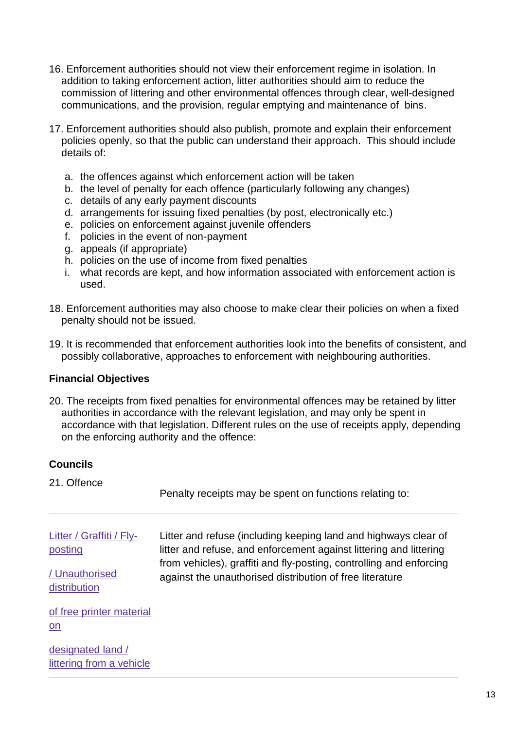16. Enforcement authorities should not view their enforcement regime in isolation. In addition to taking enforcement action, litter authorities should aim to reduce the commission of littering and other environmental offences through clear, well-designed communications, and the provision, regular emptying and maintenance of bins.

17. Enforcement authorities should also publish, promote and explain their enforcement policies openly, so that the public can understand their approach. This should include details of:

    a. the offences against which enforcement action will be taken
    b. the level of penalty for each offence (particularly following any changes)
    c. details of any early payment discounts
    d. arrangements for issuing fixed penalties (by post, electronically etc.)
    e. policies on enforcement against juvenile offenders
    f. policies in the event of non-payment
    g. appeals (if appropriate)
    h. policies on the use of income from fixed penalties
    i. what records are kept, and how information associated with enforcement action is used.

18. Enforcement authorities may also choose to make clear their policies on when a fixed penalty should not be issued.

19. It is recommended that enforcement authorities look into the benefits of consistent, and possibly collaborative, approaches to enforcement with neighbouring authorities.

**Financial Objectives**

20. The receipts from fixed penalties for environmental offences may be retained by litter authorities in accordance with the relevant legislation, and may only be spent in accordance with that legislation. Different rules on the use of receipts apply, depending on the enforcing authority and the offence:

**Councils**

21.

| Offence | Penalty receipts may be spent on functions relating to: |
| --- | --- |
| Litter / Graffiti / Fly-posting / Unauthorised distribution of free printer material on designated land / littering from a vehicle | Litter and refuse (including keeping land and highways clear of litter and refuse, and enforcement against littering and littering from vehicles), graffiti and fly-posting, controlling and enforcing against the unauthorised distribution of free literature |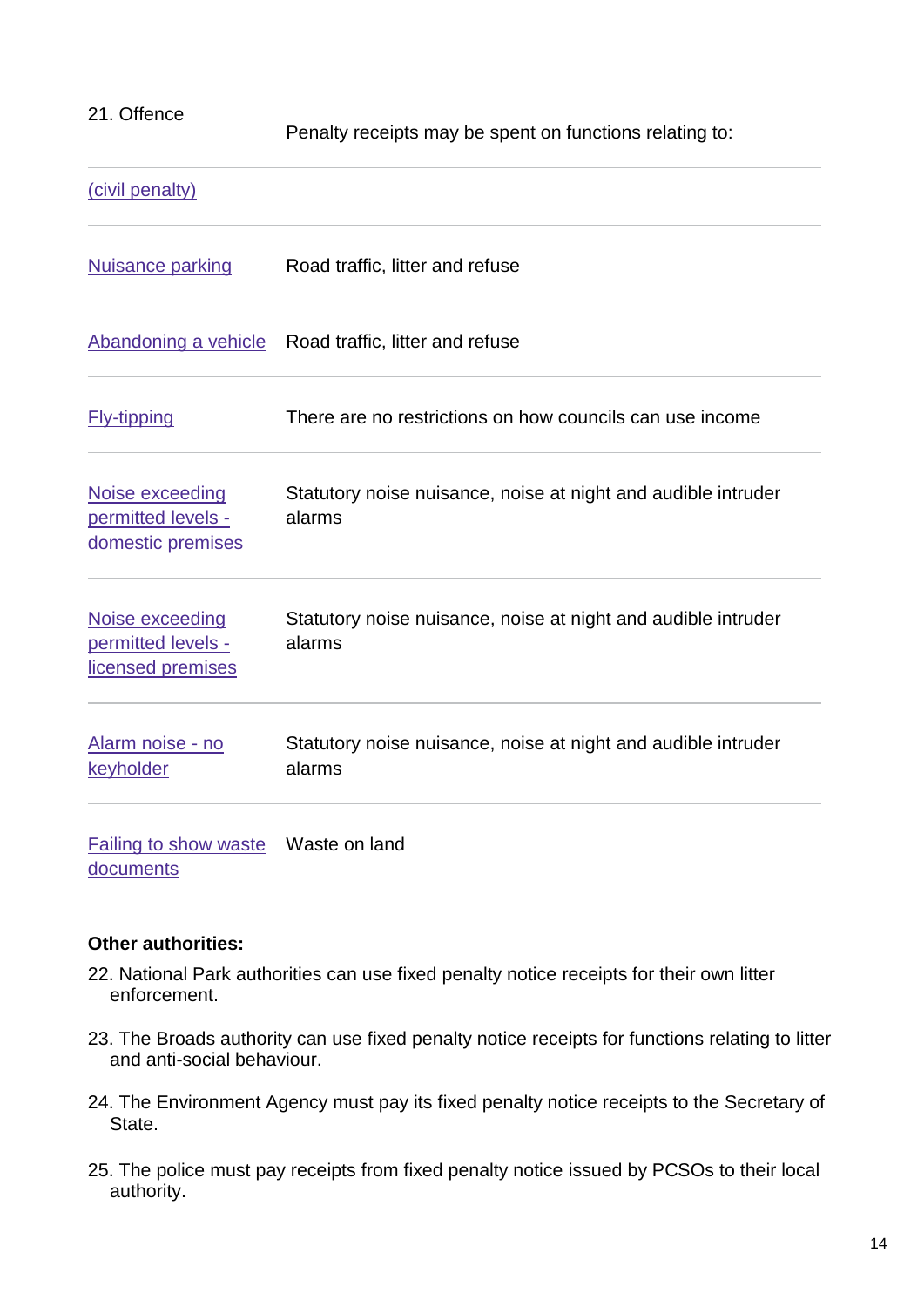| 21. Offence | Penalty receipts may be spent on functions relating to: |
|---|---|
| (civil penalty) | |
| Nuisance parking | Road traffic, litter and refuse |
| Abandoning a vehicle | Road traffic, litter and refuse |
| Fly-tipping | There are no restrictions on how councils can use income |
| Noise exceeding permitted levels - domestic premises | Statutory noise nuisance, noise at night and audible intruder alarms |
| Noise exceeding permitted levels - licensed premises | Statutory noise nuisance, noise at night and audible intruder alarms |
| Alarm noise - no keyholder | Statutory noise nuisance, noise at night and audible intruder alarms |
| Failing to show waste documents | Waste on land |

**Other authorities:**

22. National Park authorities can use fixed penalty notice receipts for their own litter enforcement.

23. The Broads authority can use fixed penalty notice receipts for functions relating to litter and anti-social behaviour.

24. The Environment Agency must pay its fixed penalty notice receipts to the Secretary of State.

25. The police must pay receipts from fixed penalty notice issued by PCSOs to their local authority.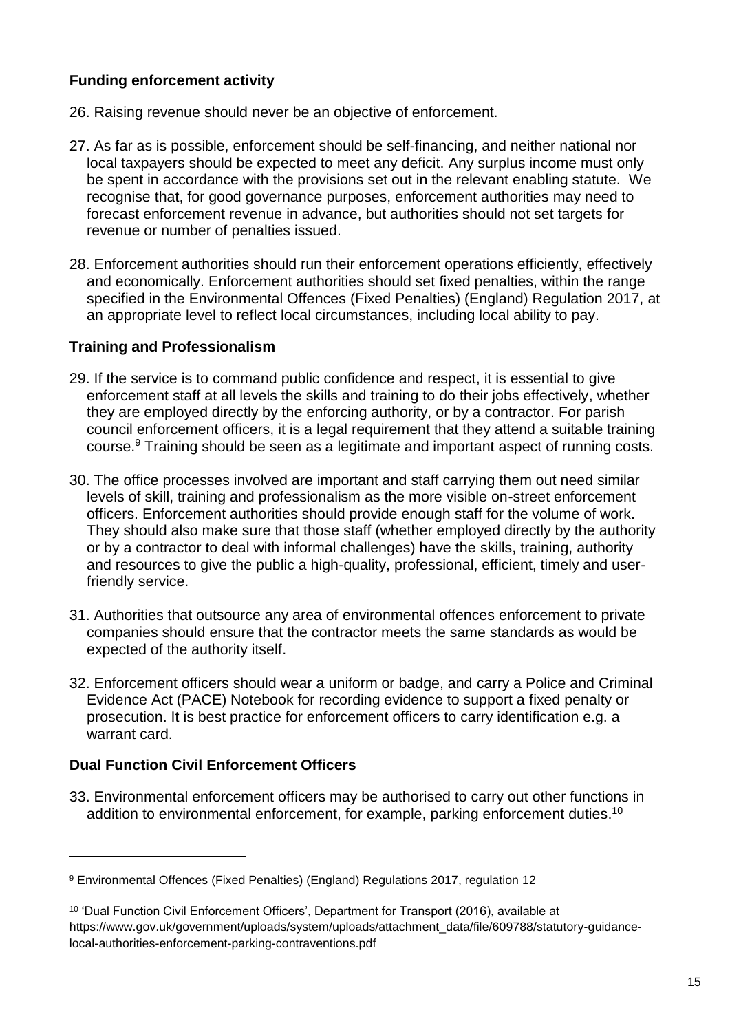### Funding enforcement activity

26. Raising revenue should never be an objective of enforcement.

27. As far as is possible, enforcement should be self-financing, and neither national nor local taxpayers should be expected to meet any deficit. Any surplus income must only be spent in accordance with the provisions set out in the relevant enabling statute. We recognise that, for good governance purposes, enforcement authorities may need to forecast enforcement revenue in advance, but authorities should not set targets for revenue or number of penalties issued.

28. Enforcement authorities should run their enforcement operations efficiently, effectively and economically. Enforcement authorities should set fixed penalties, within the range specified in the Environmental Offences (Fixed Penalties) (England) Regulation 2017, at an appropriate level to reflect local circumstances, including local ability to pay.

### Training and Professionalism

29. If the service is to command public confidence and respect, it is essential to give enforcement staff at all levels the skills and training to do their jobs effectively, whether they are employed directly by the enforcing authority, or by a contractor. For parish council enforcement officers, it is a legal requirement that they attend a suitable training course.[9] Training should be seen as a legitimate and important aspect of running costs.

30. The office processes involved are important and staff carrying them out need similar levels of skill, training and professionalism as the more visible on-street enforcement officers. Enforcement authorities should provide enough staff for the volume of work. They should also make sure that those staff (whether employed directly by the authority or by a contractor to deal with informal challenges) have the skills, training, authority and resources to give the public a high-quality, professional, efficient, timely and user-friendly service.

31. Authorities that outsource any area of environmental offences enforcement to private companies should ensure that the contractor meets the same standards as would be expected of the authority itself.

32. Enforcement officers should wear a uniform or badge, and carry a Police and Criminal Evidence Act (PACE) Notebook for recording evidence to support a fixed penalty or prosecution. It is best practice for enforcement officers to carry identification e.g. a warrant card.

### Dual Function Civil Enforcement Officers

33. Environmental enforcement officers may be authorised to carry out other functions in addition to environmental enforcement, for example, parking enforcement duties.[10]

---

[9] Environmental Offences (Fixed Penalties) (England) Regulations 2017, regulation 12

[10] 'Dual Function Civil Enforcement Officers', Department for Transport (2016), available at https://www.gov.uk/government/uploads/system/uploads/attachment_data/file/609788/statutory-guidance-local-authorities-enforcement-parking-contraventions.pdf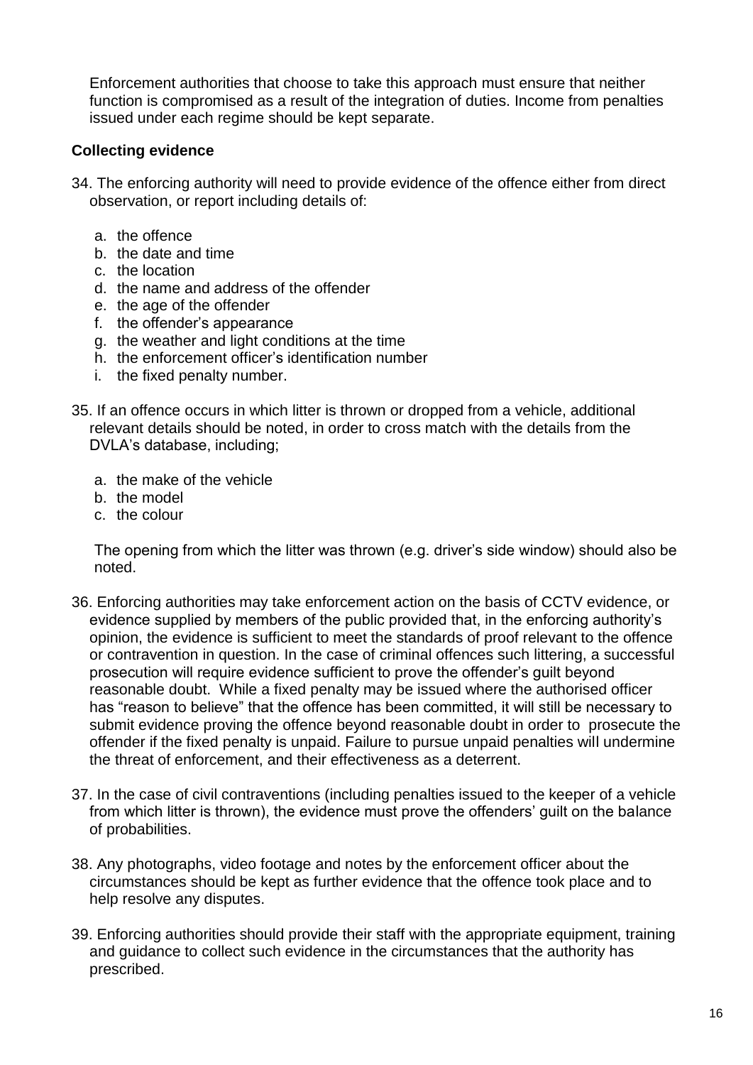Enforcement authorities that choose to take this approach must ensure that neither function is compromised as a result of the integration of duties. Income from penalties issued under each regime should be kept separate.

**Collecting evidence**

34. The enforcing authority will need to provide evidence of the offence either from direct observation, or report including details of:

   a. the offence
   b. the date and time
   c. the location
   d. the name and address of the offender
   e. the age of the offender
   f. the offender's appearance
   g. the weather and light conditions at the time
   h. the enforcement officer's identification number
   i. the fixed penalty number.

35. If an offence occurs in which litter is thrown or dropped from a vehicle, additional relevant details should be noted, in order to cross match with the details from the DVLA's database, including;

   a. the make of the vehicle
   b. the model
   c. the colour

   The opening from which the litter was thrown (e.g. driver's side window) should also be noted.

36. Enforcing authorities may take enforcement action on the basis of CCTV evidence, or evidence supplied by members of the public provided that, in the enforcing authority's opinion, the evidence is sufficient to meet the standards of proof relevant to the offence or contravention in question. In the case of criminal offences such littering, a successful prosecution will require evidence sufficient to prove the offender's guilt beyond reasonable doubt. While a fixed penalty may be issued where the authorised officer has "reason to believe" that the offence has been committed, it will still be necessary to submit evidence proving the offence beyond reasonable doubt in order to prosecute the offender if the fixed penalty is unpaid. Failure to pursue unpaid penalties will undermine the threat of enforcement, and their effectiveness as a deterrent.

37. In the case of civil contraventions (including penalties issued to the keeper of a vehicle from which litter is thrown), the evidence must prove the offenders' guilt on the balance of probabilities.

38. Any photographs, video footage and notes by the enforcement officer about the circumstances should be kept as further evidence that the offence took place and to help resolve any disputes.

39. Enforcing authorities should provide their staff with the appropriate equipment, training and guidance to collect such evidence in the circumstances that the authority has prescribed.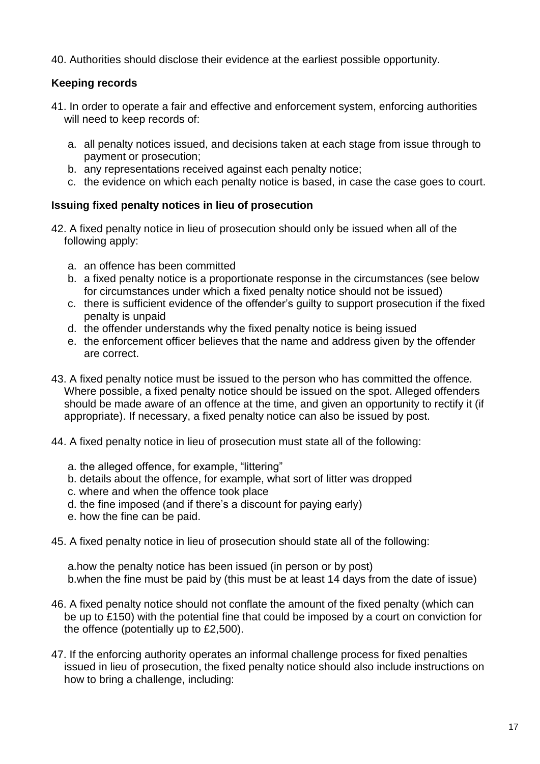40. Authorities should disclose their evidence at the earliest possible opportunity.

**Keeping records**

41. In order to operate a fair and effective and enforcement system, enforcing authorities will need to keep records of:

    a. all penalty notices issued, and decisions taken at each stage from issue through to payment or prosecution;
    b. any representations received against each penalty notice;
    c. the evidence on which each penalty notice is based, in case the case goes to court.

**Issuing fixed penalty notices in lieu of prosecution**

42. A fixed penalty notice in lieu of prosecution should only be issued when all of the following apply:

    a. an offence has been committed
    b. a fixed penalty notice is a proportionate response in the circumstances (see below for circumstances under which a fixed penalty notice should not be issued)
    c. there is sufficient evidence of the offender's guilty to support prosecution if the fixed penalty is unpaid
    d. the offender understands why the fixed penalty notice is being issued
    e. the enforcement officer believes that the name and address given by the offender are correct.

43. A fixed penalty notice must be issued to the person who has committed the offence. Where possible, a fixed penalty notice should be issued on the spot. Alleged offenders should be made aware of an offence at the time, and given an opportunity to rectify it (if appropriate). If necessary, a fixed penalty notice can also be issued by post.

44. A fixed penalty notice in lieu of prosecution must state all of the following:

    a. the alleged offence, for example, "littering"
    b. details about the offence, for example, what sort of litter was dropped
    c. where and when the offence took place
    d. the fine imposed (and if there's a discount for paying early)
    e. how the fine can be paid.

45. A fixed penalty notice in lieu of prosecution should state all of the following:

    a. how the penalty notice has been issued (in person or by post)
    b. when the fine must be paid by (this must be at least 14 days from the date of issue)

46. A fixed penalty notice should not conflate the amount of the fixed penalty (which can be up to £150) with the potential fine that could be imposed by a court on conviction for the offence (potentially up to £2,500).

47. If the enforcing authority operates an informal challenge process for fixed penalties issued in lieu of prosecution, the fixed penalty notice should also include instructions on how to bring a challenge, including: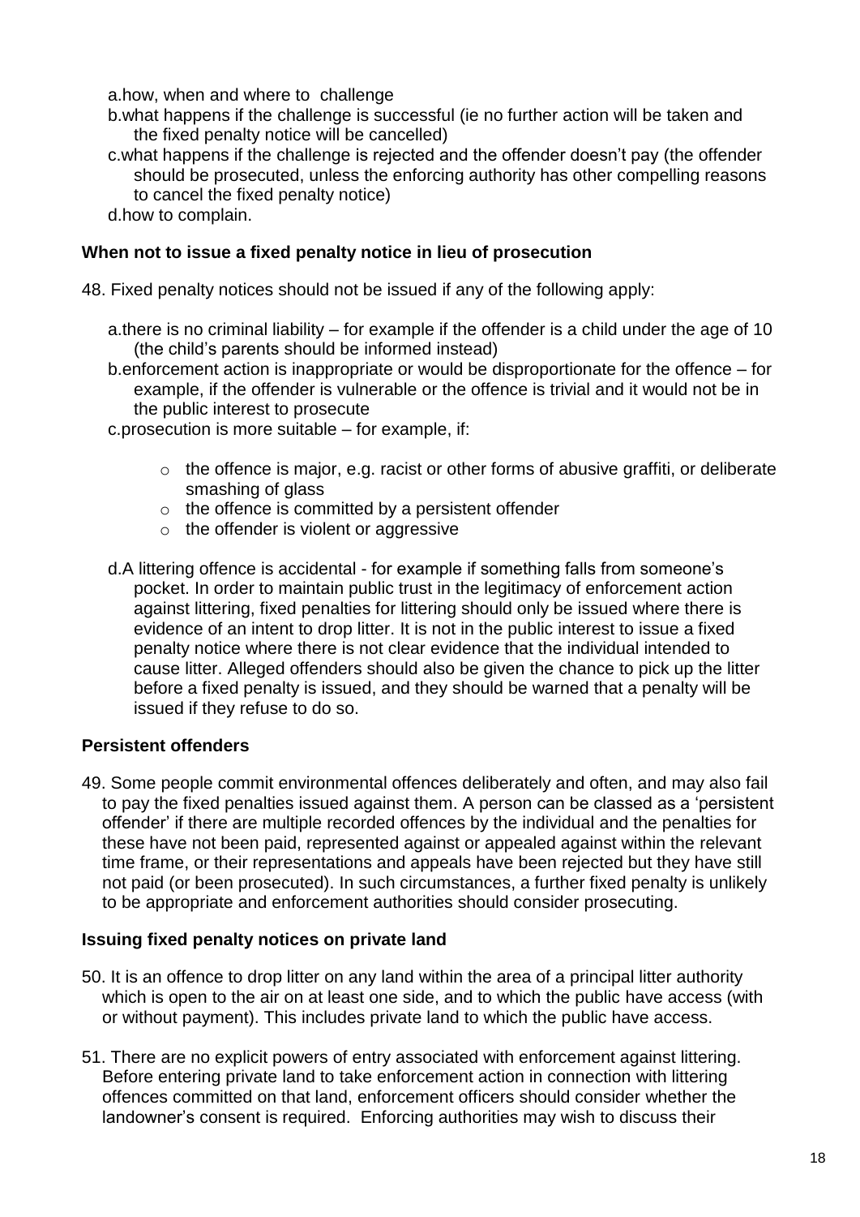a. how, when and where to challenge
b. what happens if the challenge is successful (ie no further action will be taken and the fixed penalty notice will be cancelled)
c. what happens if the challenge is rejected and the offender doesn't pay (the offender should be prosecuted, unless the enforcing authority has other compelling reasons to cancel the fixed penalty notice)
d. how to complain.

**When not to issue a fixed penalty notice in lieu of prosecution**

48. Fixed penalty notices should not be issued if any of the following apply:

a. there is no criminal liability – for example if the offender is a child under the age of 10 (the child's parents should be informed instead)
b. enforcement action is inappropriate or would be disproportionate for the offence – for example, if the offender is vulnerable or the offence is trivial and it would not be in the public interest to prosecute
c. prosecution is more suitable – for example, if:
   - the offence is major, e.g. racist or other forms of abusive graffiti, or deliberate smashing of glass
   - the offence is committed by a persistent offender
   - the offender is violent or aggressive

d. A littering offence is accidental - for example if something falls from someone's pocket. In order to maintain public trust in the legitimacy of enforcement action against littering, fixed penalties for littering should only be issued where there is evidence of an intent to drop litter. It is not in the public interest to issue a fixed penalty notice where there is not clear evidence that the individual intended to cause litter. Alleged offenders should also be given the chance to pick up the litter before a fixed penalty is issued, and they should be warned that a penalty will be issued if they refuse to do so.

**Persistent offenders**

49. Some people commit environmental offences deliberately and often, and may also fail to pay the fixed penalties issued against them. A person can be classed as a 'persistent offender' if there are multiple recorded offences by the individual and the penalties for these have not been paid, represented against or appealed against within the relevant time frame, or their representations and appeals have been rejected but they have still not paid (or been prosecuted). In such circumstances, a further fixed penalty is unlikely to be appropriate and enforcement authorities should consider prosecuting.

**Issuing fixed penalty notices on private land**

50. It is an offence to drop litter on any land within the area of a principal litter authority which is open to the air on at least one side, and to which the public have access (with or without payment). This includes private land to which the public have access.

51. There are no explicit powers of entry associated with enforcement against littering. Before entering private land to take enforcement action in connection with littering offences committed on that land, enforcement officers should consider whether the landowner's consent is required. Enforcing authorities may wish to discuss their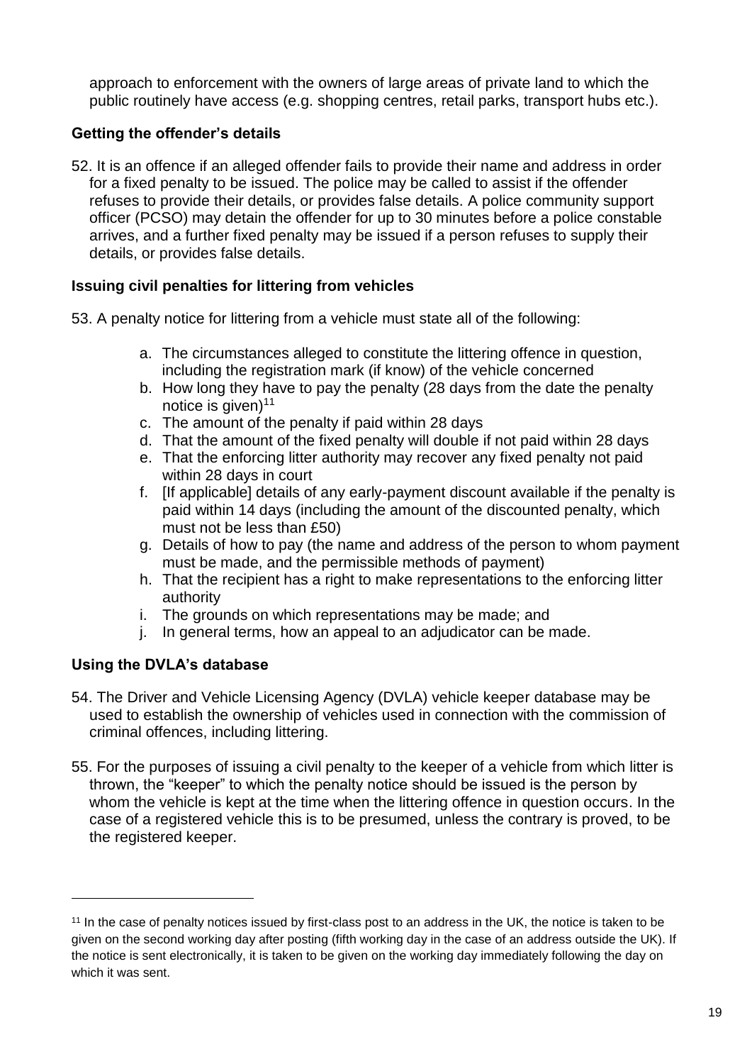approach to enforcement with the owners of large areas of private land to which the public routinely have access (e.g. shopping centres, retail parks, transport hubs etc.).

### Getting the offender's details

52. It is an offence if an alleged offender fails to provide their name and address in order for a fixed penalty to be issued. The police may be called to assist if the offender refuses to provide their details, or provides false details. A police community support officer (PCSO) may detain the offender for up to 30 minutes before a police constable arrives, and a further fixed penalty may be issued if a person refuses to supply their details, or provides false details.

### Issuing civil penalties for littering from vehicles

53. A penalty notice for littering from a vehicle must state all of the following:

   a. The circumstances alleged to constitute the littering offence in question, including the registration mark (if know) of the vehicle concerned
   b. How long they have to pay the penalty (28 days from the date the penalty notice is given)[11]
   c. The amount of the penalty if paid within 28 days
   d. That the amount of the fixed penalty will double if not paid within 28 days
   e. That the enforcing litter authority may recover any fixed penalty not paid within 28 days in court
   f. [If applicable] details of any early-payment discount available if the penalty is paid within 14 days (including the amount of the discounted penalty, which must not be less than £50)
   g. Details of how to pay (the name and address of the person to whom payment must be made, and the permissible methods of payment)
   h. That the recipient has a right to make representations to the enforcing litter authority
   i. The grounds on which representations may be made; and
   j. In general terms, how an appeal to an adjudicator can be made.

### Using the DVLA's database

54. The Driver and Vehicle Licensing Agency (DVLA) vehicle keeper database may be used to establish the ownership of vehicles used in connection with the commission of criminal offences, including littering.

55. For the purposes of issuing a civil penalty to the keeper of a vehicle from which litter is thrown, the "keeper" to which the penalty notice should be issued is the person by whom the vehicle is kept at the time when the littering offence in question occurs. In the case of a registered vehicle this is to be presumed, unless the contrary is proved, to be the registered keeper.

---

[11] In the case of penalty notices issued by first-class post to an address in the UK, the notice is taken to be given on the second working day after posting (fifth working day in the case of an address outside the UK). If the notice is sent electronically, it is taken to be given on the working day immediately following the day on which it was sent.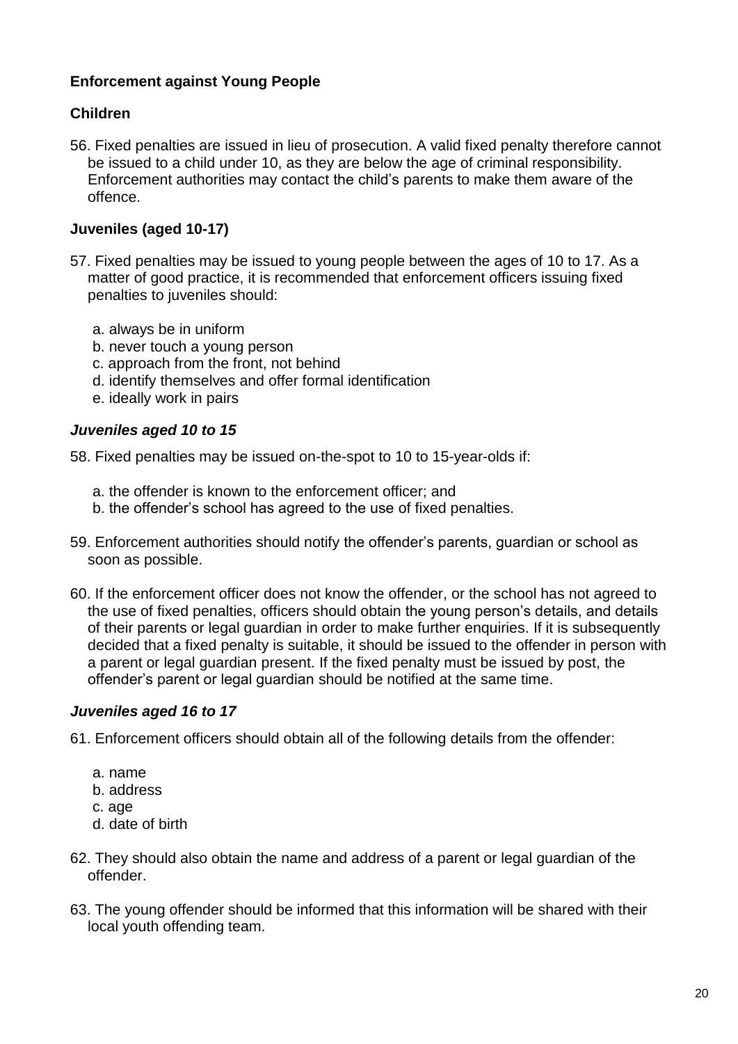## Enforcement against Young People

### Children

56. Fixed penalties are issued in lieu of prosecution. A valid fixed penalty therefore cannot be issued to a child under 10, as they are below the age of criminal responsibility. Enforcement authorities may contact the child's parents to make them aware of the offence.

### Juveniles (aged 10-17)

57. Fixed penalties may be issued to young people between the ages of 10 to 17. As a matter of good practice, it is recommended that enforcement officers issuing fixed penalties to juveniles should:

   a. always be in uniform
   b. never touch a young person
   c. approach from the front, not behind
   d. identify themselves and offer formal identification
   e. ideally work in pairs

#### *Juveniles aged 10 to 15*

58. Fixed penalties may be issued on-the-spot to 10 to 15-year-olds if:

   a. the offender is known to the enforcement officer; and
   b. the offender's school has agreed to the use of fixed penalties.

59. Enforcement authorities should notify the offender's parents, guardian or school as soon as possible.

60. If the enforcement officer does not know the offender, or the school has not agreed to the use of fixed penalties, officers should obtain the young person's details, and details of their parents or legal guardian in order to make further enquiries. If it is subsequently decided that a fixed penalty is suitable, it should be issued to the offender in person with a parent or legal guardian present. If the fixed penalty must be issued by post, the offender's parent or legal guardian should be notified at the same time.

#### *Juveniles aged 16 to 17*

61. Enforcement officers should obtain all of the following details from the offender:

   a. name
   b. address
   c. age
   d. date of birth

62. They should also obtain the name and address of a parent or legal guardian of the offender.

63. The young offender should be informed that this information will be shared with their local youth offending team.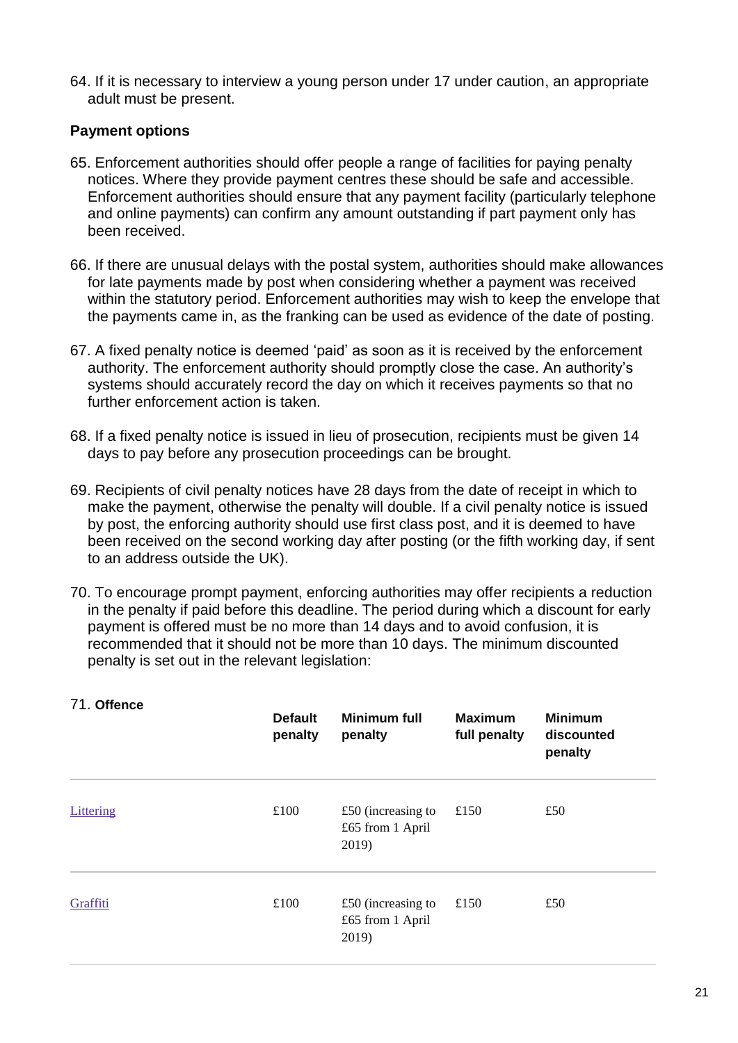64. If it is necessary to interview a young person under 17 under caution, an appropriate adult must be present.

**Payment options**

65. Enforcement authorities should offer people a range of facilities for paying penalty notices. Where they provide payment centres these should be safe and accessible. Enforcement authorities should ensure that any payment facility (particularly telephone and online payments) can confirm any amount outstanding if part payment only has been received.

66. If there are unusual delays with the postal system, authorities should make allowances for late payments made by post when considering whether a payment was received within the statutory period. Enforcement authorities may wish to keep the envelope that the payments came in, as the franking can be used as evidence of the date of posting.

67. A fixed penalty notice is deemed 'paid' as soon as it is received by the enforcement authority. The enforcement authority should promptly close the case. An authority's systems should accurately record the day on which it receives payments so that no further enforcement action is taken.

68. If a fixed penalty notice is issued in lieu of prosecution, recipients must be given 14 days to pay before any prosecution proceedings can be brought.

69. Recipients of civil penalty notices have 28 days from the date of receipt in which to make the payment, otherwise the penalty will double. If a civil penalty notice is issued by post, the enforcing authority should use first class post, and it is deemed to have been received on the second working day after posting (or the fifth working day, if sent to an address outside the UK).

70. To encourage prompt payment, enforcing authorities may offer recipients a reduction in the penalty if paid before this deadline. The period during which a discount for early payment is offered must be no more than 14 days and to avoid confusion, it is recommended that it should not be more than 10 days. The minimum discounted penalty is set out in the relevant legislation:

71.

| **Offence** | **Default penalty** | **Minimum full penalty** | **Maximum full penalty** | **Minimum discounted penalty** |
|---|---|---|---|---|
| Littering | £100 | £50 (increasing to £65 from 1 April 2019) | £150 | £50 |
| Graffiti | £100 | £50 (increasing to £65 from 1 April 2019) | £150 | £50 |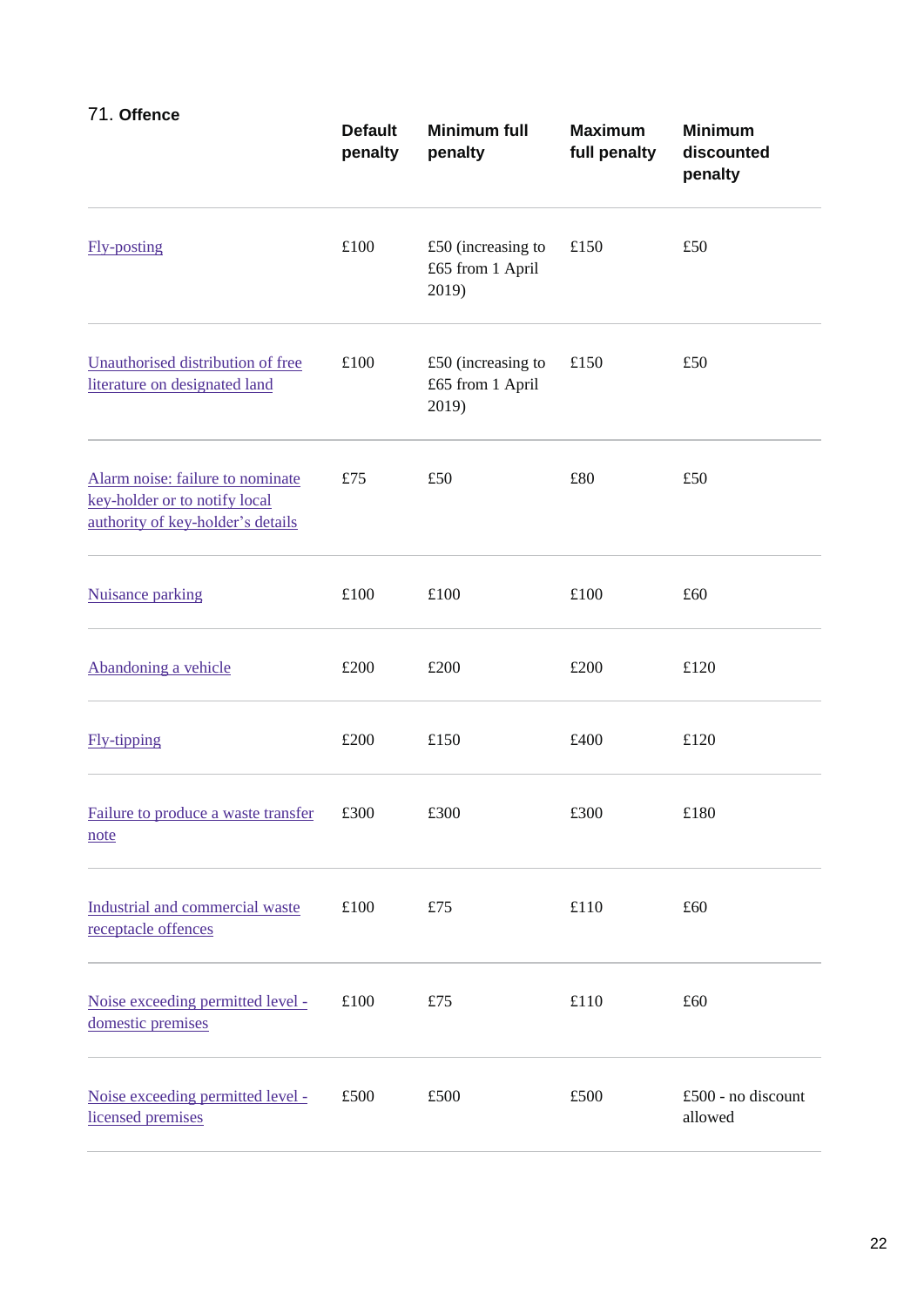| 71. Offence | Default penalty | Minimum full penalty | Maximum full penalty | Minimum discounted penalty |
|---|---|---|---|---|
| Fly-posting | £100 | £50 (increasing to £65 from 1 April 2019) | £150 | £50 |
| Unauthorised distribution of free literature on designated land | £100 | £50 (increasing to £65 from 1 April 2019) | £150 | £50 |
| Alarm noise: failure to nominate key-holder or to notify local authority of key-holder's details | £75 | £50 | £80 | £50 |
| Nuisance parking | £100 | £100 | £100 | £60 |
| Abandoning a vehicle | £200 | £200 | £200 | £120 |
| Fly-tipping | £200 | £150 | £400 | £120 |
| Failure to produce a waste transfer note | £300 | £300 | £300 | £180 |
| Industrial and commercial waste receptacle offences | £100 | £75 | £110 | £60 |
| Noise exceeding permitted level - domestic premises | £100 | £75 | £110 | £60 |
| Noise exceeding permitted level - licensed premises | £500 | £500 | £500 | £500 - no discount allowed |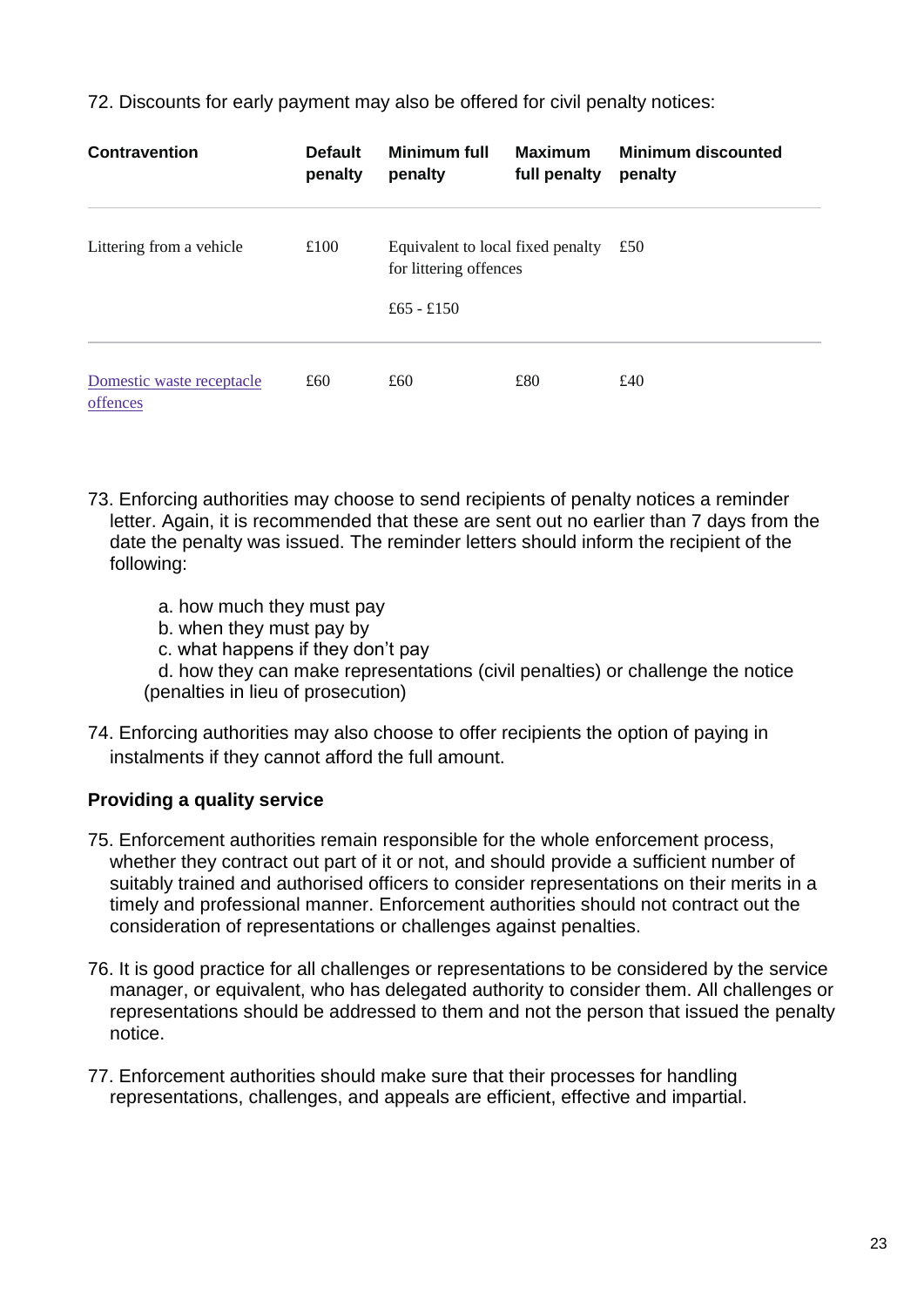72. Discounts for early payment may also be offered for civil penalty notices:

| Contravention | Default penalty | Minimum full penalty | Maximum full penalty | Minimum discounted penalty |
|---|---|---|---|---|
| Littering from a vehicle | £100 | Equivalent to local fixed penalty for littering offences<br><br>£65 - £150 | | £50 |
| Domestic waste receptacle offences | £60 | £60 | £80 | £40 |

73. Enforcing authorities may choose to send recipients of penalty notices a reminder letter. Again, it is recommended that these are sent out no earlier than 7 days from the date the penalty was issued. The reminder letters should inform the recipient of the following:

    a. how much they must pay
    b. when they must pay by
    c. what happens if they don't pay
    d. how they can make representations (civil penalties) or challenge the notice (penalties in lieu of prosecution)

74. Enforcing authorities may also choose to offer recipients the option of paying in instalments if they cannot afford the full amount.

**Providing a quality service**

75. Enforcement authorities remain responsible for the whole enforcement process, whether they contract out part of it or not, and should provide a sufficient number of suitably trained and authorised officers to consider representations on their merits in a timely and professional manner. Enforcement authorities should not contract out the consideration of representations or challenges against penalties.

76. It is good practice for all challenges or representations to be considered by the service manager, or equivalent, who has delegated authority to consider them. All challenges or representations should be addressed to them and not the person that issued the penalty notice.

77. Enforcement authorities should make sure that their processes for handling representations, challenges, and appeals are efficient, effective and impartial.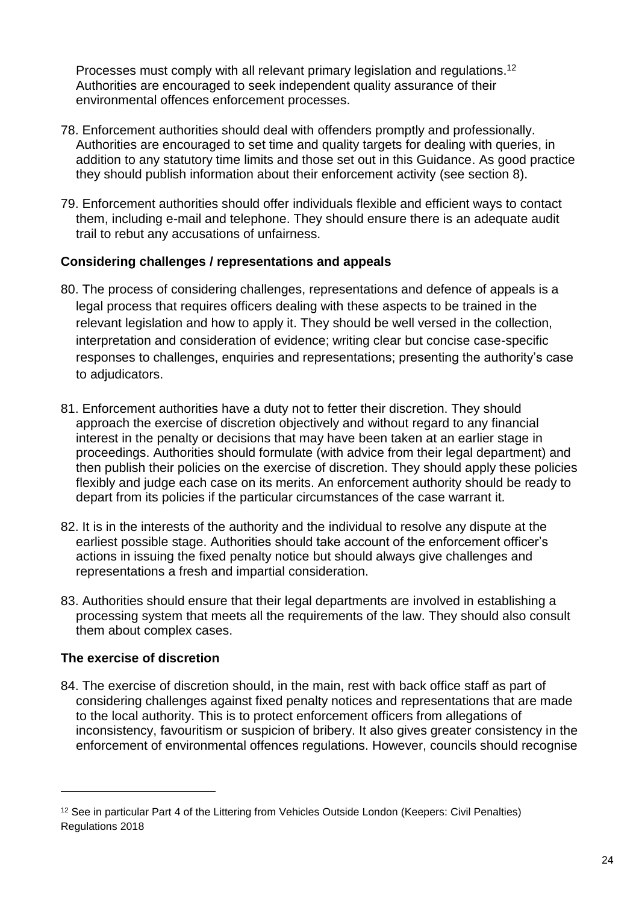Processes must comply with all relevant primary legislation and regulations.[12] Authorities are encouraged to seek independent quality assurance of their environmental offences enforcement processes.

78. Enforcement authorities should deal with offenders promptly and professionally. Authorities are encouraged to set time and quality targets for dealing with queries, in addition to any statutory time limits and those set out in this Guidance. As good practice they should publish information about their enforcement activity (see section 8).

79. Enforcement authorities should offer individuals flexible and efficient ways to contact them, including e-mail and telephone. They should ensure there is an adequate audit trail to rebut any accusations of unfairness.

**Considering challenges / representations and appeals**

80. The process of considering challenges, representations and defence of appeals is a legal process that requires officers dealing with these aspects to be trained in the relevant legislation and how to apply it. They should be well versed in the collection, interpretation and consideration of evidence; writing clear but concise case-specific responses to challenges, enquiries and representations; presenting the authority's case to adjudicators.

81. Enforcement authorities have a duty not to fetter their discretion. They should approach the exercise of discretion objectively and without regard to any financial interest in the penalty or decisions that may have been taken at an earlier stage in proceedings. Authorities should formulate (with advice from their legal department) and then publish their policies on the exercise of discretion. They should apply these policies flexibly and judge each case on its merits. An enforcement authority should be ready to depart from its policies if the particular circumstances of the case warrant it.

82. It is in the interests of the authority and the individual to resolve any dispute at the earliest possible stage. Authorities should take account of the enforcement officer's actions in issuing the fixed penalty notice but should always give challenges and representations a fresh and impartial consideration.

83. Authorities should ensure that their legal departments are involved in establishing a processing system that meets all the requirements of the law. They should also consult them about complex cases.

**The exercise of discretion**

84. The exercise of discretion should, in the main, rest with back office staff as part of considering challenges against fixed penalty notices and representations that are made to the local authority. This is to protect enforcement officers from allegations of inconsistency, favouritism or suspicion of bribery. It also gives greater consistency in the enforcement of environmental offences regulations. However, councils should recognise

[12] See in particular Part 4 of the Littering from Vehicles Outside London (Keepers: Civil Penalties) Regulations 2018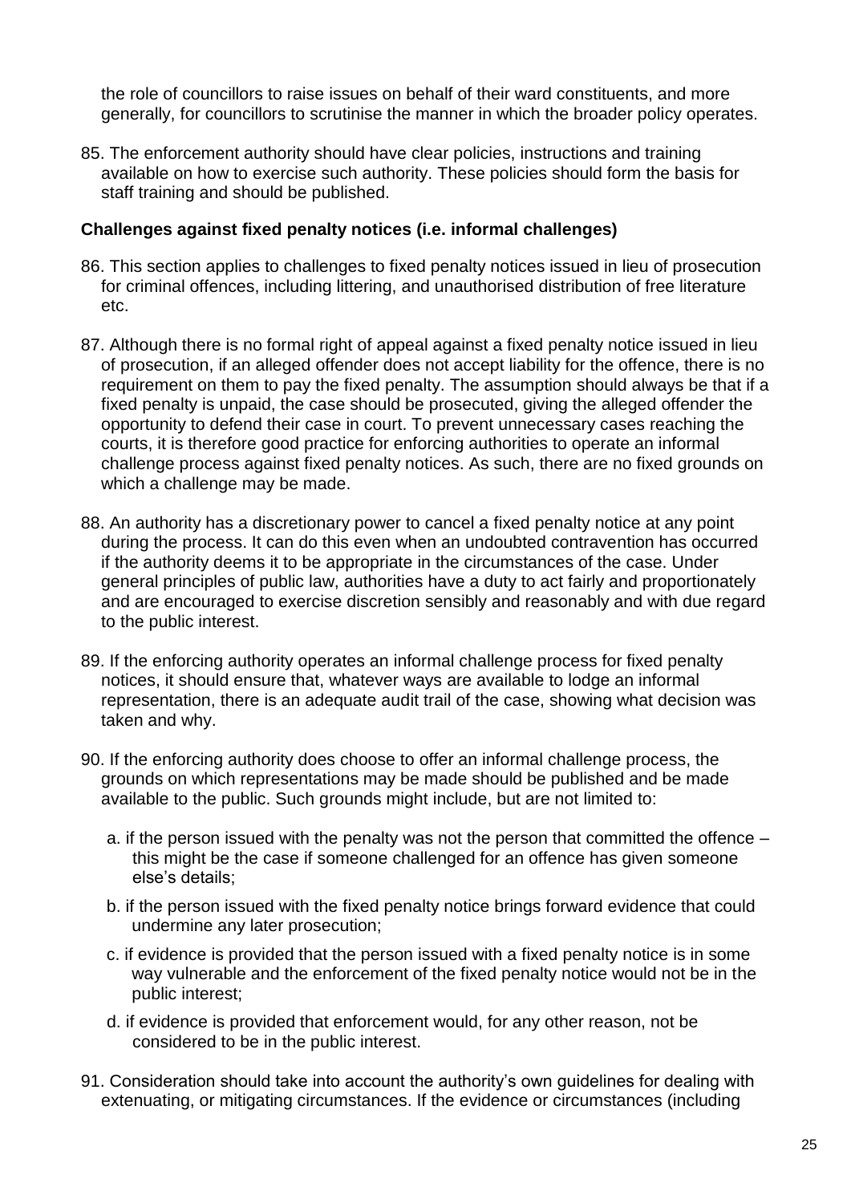the role of councillors to raise issues on behalf of their ward constituents, and more generally, for councillors to scrutinise the manner in which the broader policy operates.

85. The enforcement authority should have clear policies, instructions and training available on how to exercise such authority. These policies should form the basis for staff training and should be published.

**Challenges against fixed penalty notices (i.e. informal challenges)**

86. This section applies to challenges to fixed penalty notices issued in lieu of prosecution for criminal offences, including littering, and unauthorised distribution of free literature etc.

87. Although there is no formal right of appeal against a fixed penalty notice issued in lieu of prosecution, if an alleged offender does not accept liability for the offence, there is no requirement on them to pay the fixed penalty. The assumption should always be that if a fixed penalty is unpaid, the case should be prosecuted, giving the alleged offender the opportunity to defend their case in court. To prevent unnecessary cases reaching the courts, it is therefore good practice for enforcing authorities to operate an informal challenge process against fixed penalty notices. As such, there are no fixed grounds on which a challenge may be made.

88. An authority has a discretionary power to cancel a fixed penalty notice at any point during the process. It can do this even when an undoubted contravention has occurred if the authority deems it to be appropriate in the circumstances of the case. Under general principles of public law, authorities have a duty to act fairly and proportionately and are encouraged to exercise discretion sensibly and reasonably and with due regard to the public interest.

89. If the enforcing authority operates an informal challenge process for fixed penalty notices, it should ensure that, whatever ways are available to lodge an informal representation, there is an adequate audit trail of the case, showing what decision was taken and why.

90. If the enforcing authority does choose to offer an informal challenge process, the grounds on which representations may be made should be published and be made available to the public. Such grounds might include, but are not limited to:

   a. if the person issued with the penalty was not the person that committed the offence – this might be the case if someone challenged for an offence has given someone else's details;

   b. if the person issued with the fixed penalty notice brings forward evidence that could undermine any later prosecution;

   c. if evidence is provided that the person issued with a fixed penalty notice is in some way vulnerable and the enforcement of the fixed penalty notice would not be in the public interest;

   d. if evidence is provided that enforcement would, for any other reason, not be considered to be in the public interest.

91. Consideration should take into account the authority's own guidelines for dealing with extenuating, or mitigating circumstances. If the evidence or circumstances (including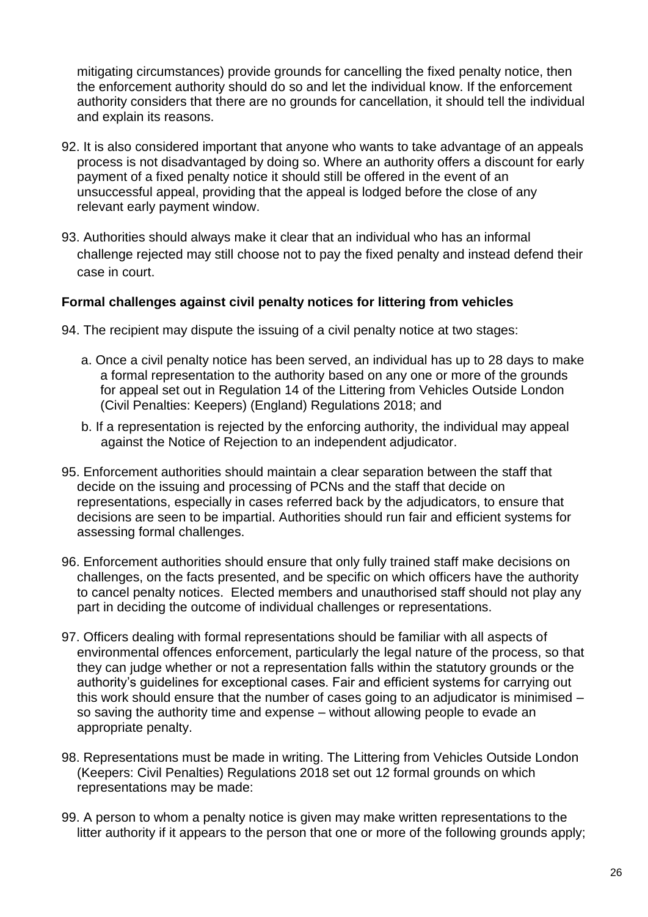mitigating circumstances) provide grounds for cancelling the fixed penalty notice, then the enforcement authority should do so and let the individual know. If the enforcement authority considers that there are no grounds for cancellation, it should tell the individual and explain its reasons.

92. It is also considered important that anyone who wants to take advantage of an appeals process is not disadvantaged by doing so. Where an authority offers a discount for early payment of a fixed penalty notice it should still be offered in the event of an unsuccessful appeal, providing that the appeal is lodged before the close of any relevant early payment window.

93. Authorities should always make it clear that an individual who has an informal challenge rejected may still choose not to pay the fixed penalty and instead defend their case in court.

**Formal challenges against civil penalty notices for littering from vehicles**

94. The recipient may dispute the issuing of a civil penalty notice at two stages:

   a. Once a civil penalty notice has been served, an individual has up to 28 days to make a formal representation to the authority based on any one or more of the grounds for appeal set out in Regulation 14 of the Littering from Vehicles Outside London (Civil Penalties: Keepers) (England) Regulations 2018; and

   b. If a representation is rejected by the enforcing authority, the individual may appeal against the Notice of Rejection to an independent adjudicator.

95. Enforcement authorities should maintain a clear separation between the staff that decide on the issuing and processing of PCNs and the staff that decide on representations, especially in cases referred back by the adjudicators, to ensure that decisions are seen to be impartial. Authorities should run fair and efficient systems for assessing formal challenges.

96. Enforcement authorities should ensure that only fully trained staff make decisions on challenges, on the facts presented, and be specific on which officers have the authority to cancel penalty notices. Elected members and unauthorised staff should not play any part in deciding the outcome of individual challenges or representations.

97. Officers dealing with formal representations should be familiar with all aspects of environmental offences enforcement, particularly the legal nature of the process, so that they can judge whether or not a representation falls within the statutory grounds or the authority's guidelines for exceptional cases. Fair and efficient systems for carrying out this work should ensure that the number of cases going to an adjudicator is minimised – so saving the authority time and expense – without allowing people to evade an appropriate penalty.

98. Representations must be made in writing. The Littering from Vehicles Outside London (Keepers: Civil Penalties) Regulations 2018 set out 12 formal grounds on which representations may be made:

99. A person to whom a penalty notice is given may make written representations to the litter authority if it appears to the person that one or more of the following grounds apply;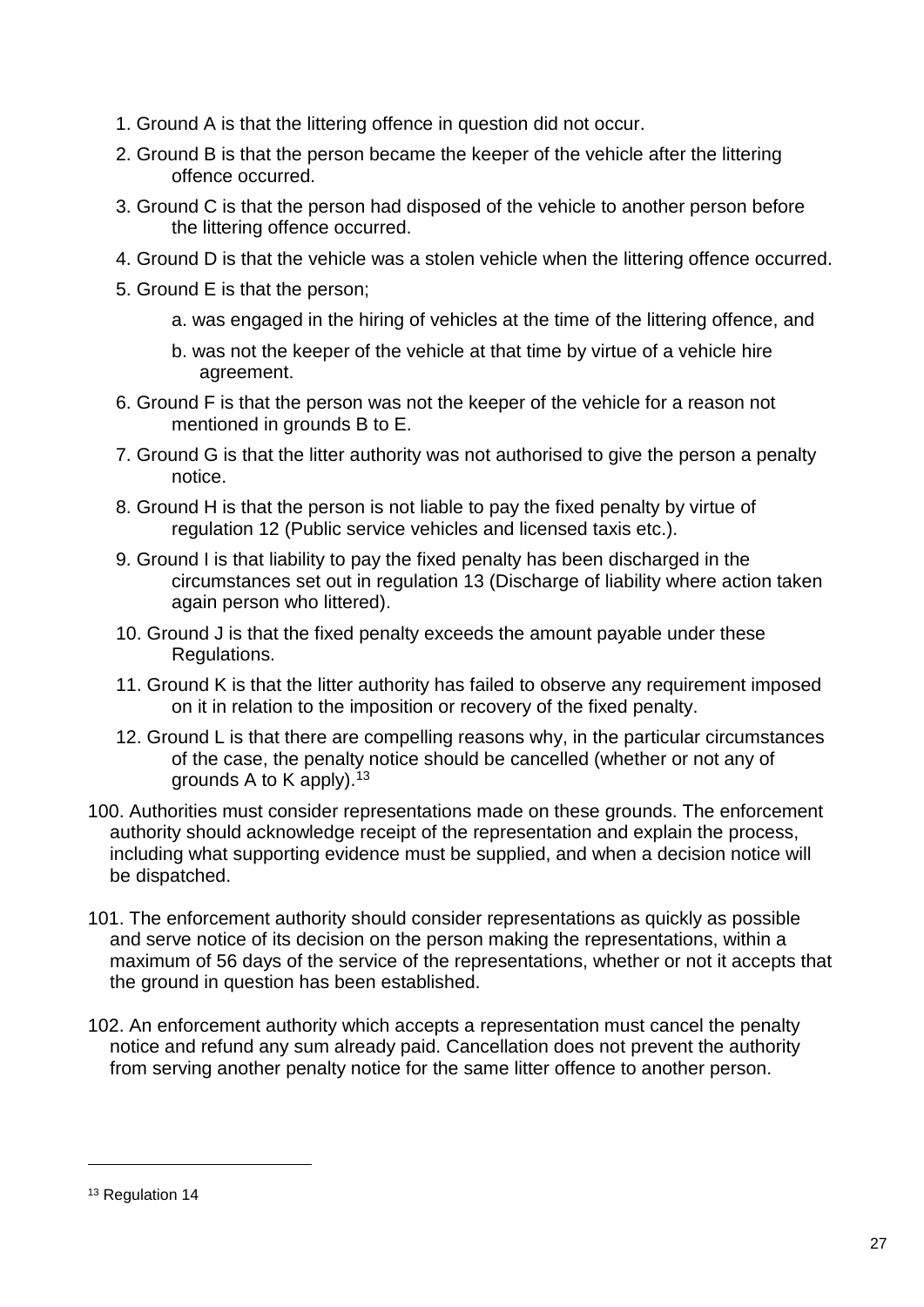1. Ground A is that the littering offence in question did not occur.
2. Ground B is that the person became the keeper of the vehicle after the littering offence occurred.
3. Ground C is that the person had disposed of the vehicle to another person before the littering offence occurred.
4. Ground D is that the vehicle was a stolen vehicle when the littering offence occurred.
5. Ground E is that the person;
    a. was engaged in the hiring of vehicles at the time of the littering offence, and
    b. was not the keeper of the vehicle at that time by virtue of a vehicle hire agreement.
6. Ground F is that the person was not the keeper of the vehicle for a reason not mentioned in grounds B to E.
7. Ground G is that the litter authority was not authorised to give the person a penalty notice.
8. Ground H is that the person is not liable to pay the fixed penalty by virtue of regulation 12 (Public service vehicles and licensed taxis etc.).
9. Ground I is that liability to pay the fixed penalty has been discharged in the circumstances set out in regulation 13 (Discharge of liability where action taken again person who littered).
10. Ground J is that the fixed penalty exceeds the amount payable under these Regulations.
11. Ground K is that the litter authority has failed to observe any requirement imposed on it in relation to the imposition or recovery of the fixed penalty.
12. Ground L is that there are compelling reasons why, in the particular circumstances of the case, the penalty notice should be cancelled (whether or not any of grounds A to K apply).[13]

100. Authorities must consider representations made on these grounds. The enforcement authority should acknowledge receipt of the representation and explain the process, including what supporting evidence must be supplied, and when a decision notice will be dispatched.

101. The enforcement authority should consider representations as quickly as possible and serve notice of its decision on the person making the representations, within a maximum of 56 days of the service of the representations, whether or not it accepts that the ground in question has been established.

102. An enforcement authority which accepts a representation must cancel the penalty notice and refund any sum already paid. Cancellation does not prevent the authority from serving another penalty notice for the same litter offence to another person.

---

[13] Regulation 14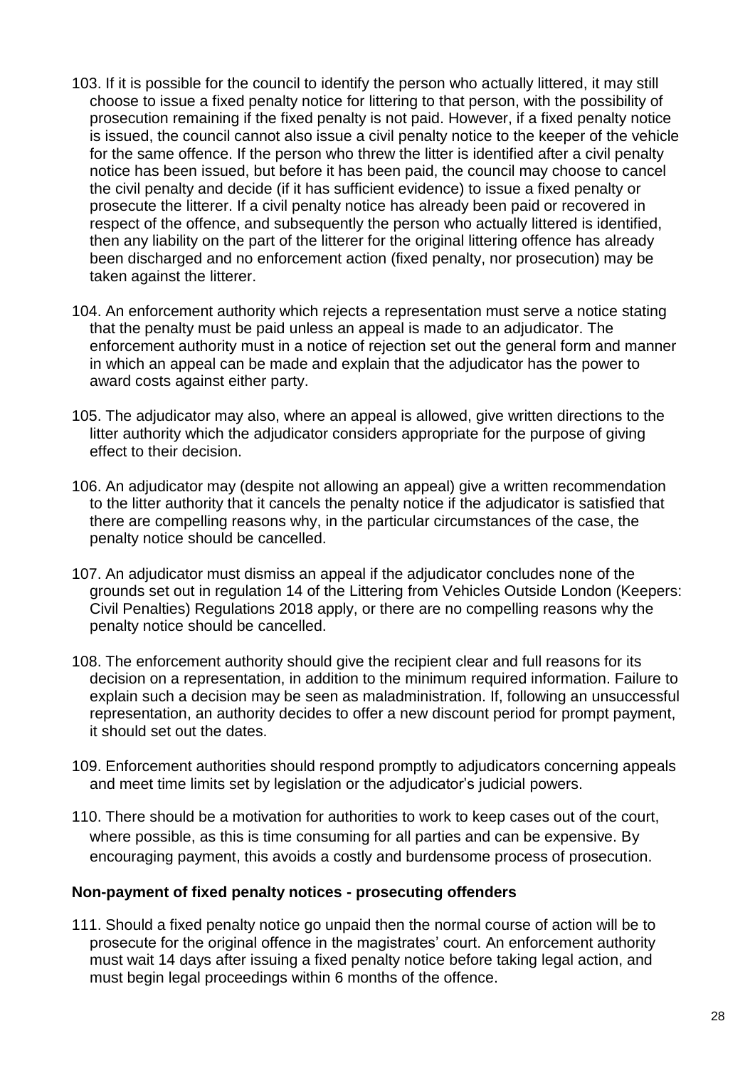103. If it is possible for the council to identify the person who actually littered, it may still choose to issue a fixed penalty notice for littering to that person, with the possibility of prosecution remaining if the fixed penalty is not paid. However, if a fixed penalty notice is issued, the council cannot also issue a civil penalty notice to the keeper of the vehicle for the same offence. If the person who threw the litter is identified after a civil penalty notice has been issued, but before it has been paid, the council may choose to cancel the civil penalty and decide (if it has sufficient evidence) to issue a fixed penalty or prosecute the litterer. If a civil penalty notice has already been paid or recovered in respect of the offence, and subsequently the person who actually littered is identified, then any liability on the part of the litterer for the original littering offence has already been discharged and no enforcement action (fixed penalty, nor prosecution) may be taken against the litterer.

104. An enforcement authority which rejects a representation must serve a notice stating that the penalty must be paid unless an appeal is made to an adjudicator. The enforcement authority must in a notice of rejection set out the general form and manner in which an appeal can be made and explain that the adjudicator has the power to award costs against either party.

105. The adjudicator may also, where an appeal is allowed, give written directions to the litter authority which the adjudicator considers appropriate for the purpose of giving effect to their decision.

106. An adjudicator may (despite not allowing an appeal) give a written recommendation to the litter authority that it cancels the penalty notice if the adjudicator is satisfied that there are compelling reasons why, in the particular circumstances of the case, the penalty notice should be cancelled.

107. An adjudicator must dismiss an appeal if the adjudicator concludes none of the grounds set out in regulation 14 of the Littering from Vehicles Outside London (Keepers: Civil Penalties) Regulations 2018 apply, or there are no compelling reasons why the penalty notice should be cancelled.

108. The enforcement authority should give the recipient clear and full reasons for its decision on a representation, in addition to the minimum required information. Failure to explain such a decision may be seen as maladministration. If, following an unsuccessful representation, an authority decides to offer a new discount period for prompt payment, it should set out the dates.

109. Enforcement authorities should respond promptly to adjudicators concerning appeals and meet time limits set by legislation or the adjudicator's judicial powers.

110. There should be a motivation for authorities to work to keep cases out of the court, where possible, as this is time consuming for all parties and can be expensive. By encouraging payment, this avoids a costly and burdensome process of prosecution.

**Non-payment of fixed penalty notices - prosecuting offenders**

111. Should a fixed penalty notice go unpaid then the normal course of action will be to prosecute for the original offence in the magistrates' court. An enforcement authority must wait 14 days after issuing a fixed penalty notice before taking legal action, and must begin legal proceedings within 6 months of the offence.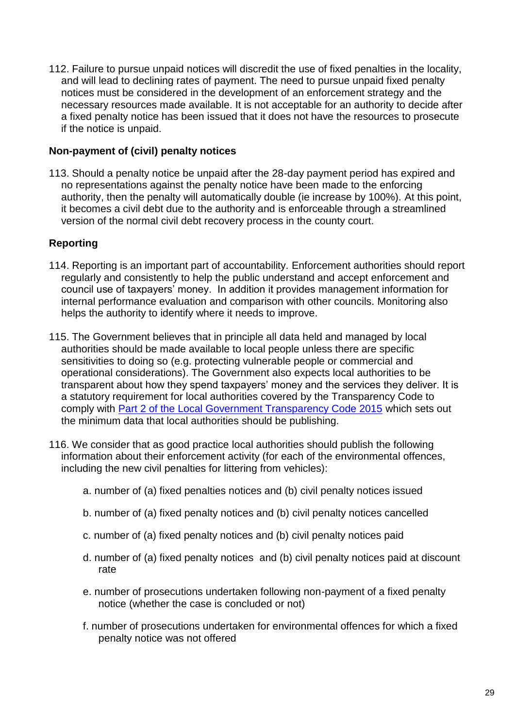112. Failure to pursue unpaid notices will discredit the use of fixed penalties in the locality, and will lead to declining rates of payment. The need to pursue unpaid fixed penalty notices must be considered in the development of an enforcement strategy and the necessary resources made available. It is not acceptable for an authority to decide after a fixed penalty notice has been issued that it does not have the resources to prosecute if the notice is unpaid.

### Non-payment of (civil) penalty notices

113. Should a penalty notice be unpaid after the 28-day payment period has expired and no representations against the penalty notice have been made to the enforcing authority, then the penalty will automatically double (ie increase by 100%). At this point, it becomes a civil debt due to the authority and is enforceable through a streamlined version of the normal civil debt recovery process in the county court.

### Reporting

114. Reporting is an important part of accountability. Enforcement authorities should report regularly and consistently to help the public understand and accept enforcement and council use of taxpayers' money. In addition it provides management information for internal performance evaluation and comparison with other councils. Monitoring also helps the authority to identify where it needs to improve.

115. The Government believes that in principle all data held and managed by local authorities should be made available to local people unless there are specific sensitivities to doing so (e.g. protecting vulnerable people or commercial and operational considerations). The Government also expects local authorities to be transparent about how they spend taxpayers' money and the services they deliver. It is a statutory requirement for local authorities covered by the Transparency Code to comply with [Part 2 of the Local Government Transparency Code 2015] which sets out the minimum data that local authorities should be publishing.

116. We consider that as good practice local authorities should publish the following information about their enforcement activity (for each of the environmental offences, including the new civil penalties for littering from vehicles):

a. number of (a) fixed penalties notices and (b) civil penalty notices issued

b. number of (a) fixed penalty notices and (b) civil penalty notices cancelled

c. number of (a) fixed penalty notices and (b) civil penalty notices paid

d. number of (a) fixed penalty notices and (b) civil penalty notices paid at discount rate

e. number of prosecutions undertaken following non-payment of a fixed penalty notice (whether the case is concluded or not)

f. number of prosecutions undertaken for environmental offences for which a fixed penalty notice was not offered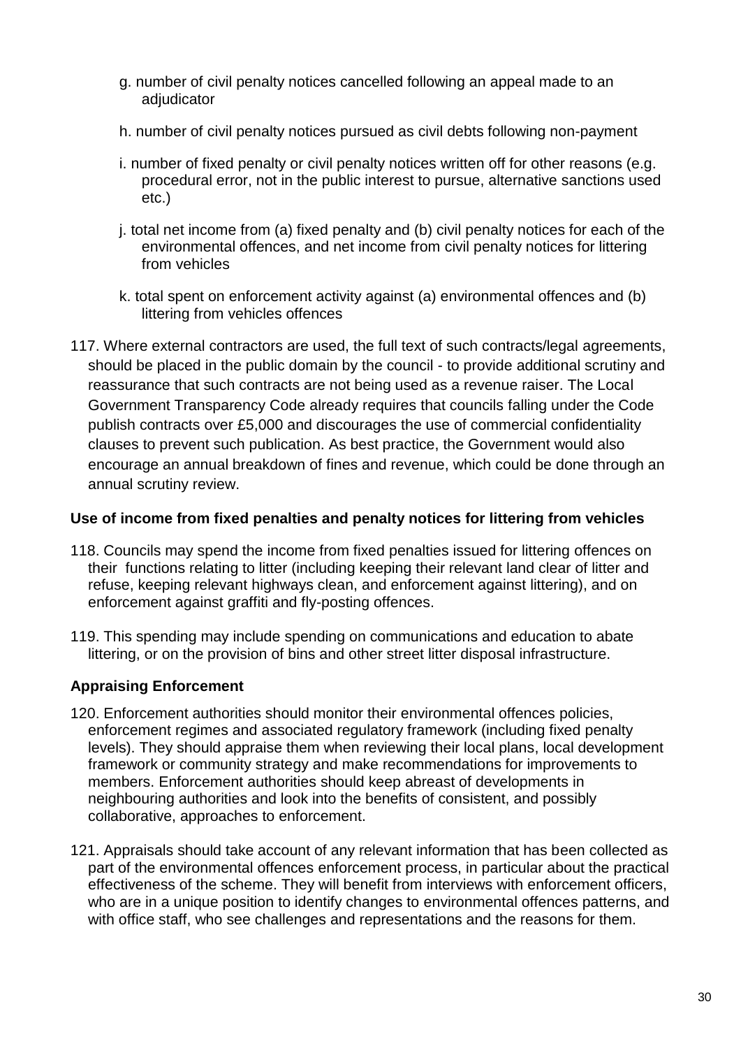g. number of civil penalty notices cancelled following an appeal made to an adjudicator

h. number of civil penalty notices pursued as civil debts following non-payment

i. number of fixed penalty or civil penalty notices written off for other reasons (e.g. procedural error, not in the public interest to pursue, alternative sanctions used etc.)

j. total net income from (a) fixed penalty and (b) civil penalty notices for each of the environmental offences, and net income from civil penalty notices for littering from vehicles

k. total spent on enforcement activity against (a) environmental offences and (b) littering from vehicles offences

117. Where external contractors are used, the full text of such contracts/legal agreements, should be placed in the public domain by the council - to provide additional scrutiny and reassurance that such contracts are not being used as a revenue raiser. The Local Government Transparency Code already requires that councils falling under the Code publish contracts over £5,000 and discourages the use of commercial confidentiality clauses to prevent such publication. As best practice, the Government would also encourage an annual breakdown of fines and revenue, which could be done through an annual scrutiny review.

**Use of income from fixed penalties and penalty notices for littering from vehicles**

118. Councils may spend the income from fixed penalties issued for littering offences on their functions relating to litter (including keeping their relevant land clear of litter and refuse, keeping relevant highways clean, and enforcement against littering), and on enforcement against graffiti and fly-posting offences.

119. This spending may include spending on communications and education to abate littering, or on the provision of bins and other street litter disposal infrastructure.

**Appraising Enforcement**

120. Enforcement authorities should monitor their environmental offences policies, enforcement regimes and associated regulatory framework (including fixed penalty levels). They should appraise them when reviewing their local plans, local development framework or community strategy and make recommendations for improvements to members. Enforcement authorities should keep abreast of developments in neighbouring authorities and look into the benefits of consistent, and possibly collaborative, approaches to enforcement.

121. Appraisals should take account of any relevant information that has been collected as part of the environmental offences enforcement process, in particular about the practical effectiveness of the scheme. They will benefit from interviews with enforcement officers, who are in a unique position to identify changes to environmental offences patterns, and with office staff, who see challenges and representations and the reasons for them.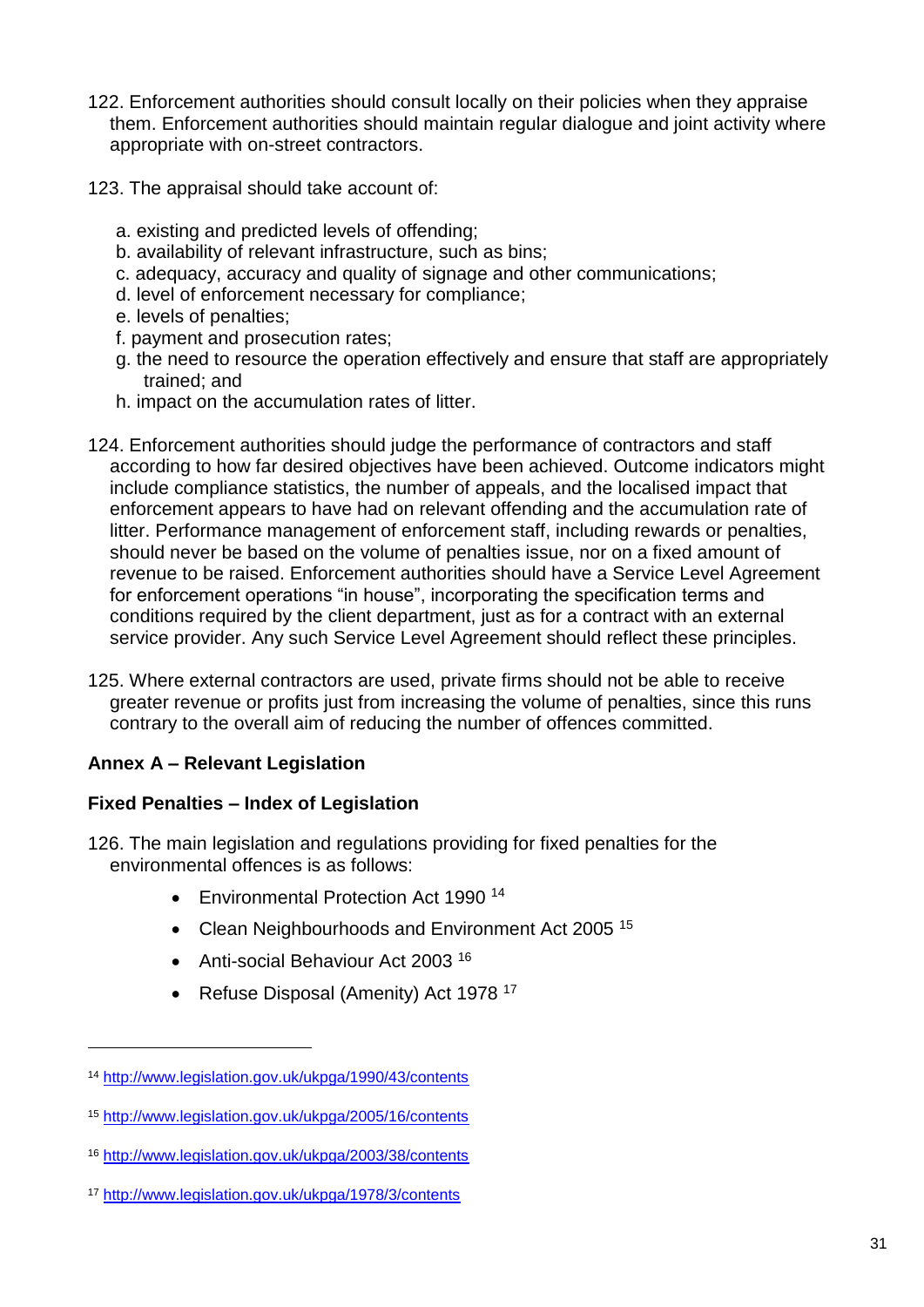122. Enforcement authorities should consult locally on their policies when they appraise them. Enforcement authorities should maintain regular dialogue and joint activity where appropriate with on-street contractors.

123. The appraisal should take account of:

   a. existing and predicted levels of offending;
   b. availability of relevant infrastructure, such as bins;
   c. adequacy, accuracy and quality of signage and other communications;
   d. level of enforcement necessary for compliance;
   e. levels of penalties;
   f. payment and prosecution rates;
   g. the need to resource the operation effectively and ensure that staff are appropriately trained; and
   h. impact on the accumulation rates of litter.

124. Enforcement authorities should judge the performance of contractors and staff according to how far desired objectives have been achieved. Outcome indicators might include compliance statistics, the number of appeals, and the localised impact that enforcement appears to have had on relevant offending and the accumulation rate of litter. Performance management of enforcement staff, including rewards or penalties, should never be based on the volume of penalties issue, nor on a fixed amount of revenue to be raised. Enforcement authorities should have a Service Level Agreement for enforcement operations "in house", incorporating the specification terms and conditions required by the client department, just as for a contract with an external service provider. Any such Service Level Agreement should reflect these principles.

125. Where external contractors are used, private firms should not be able to receive greater revenue or profits just from increasing the volume of penalties, since this runs contrary to the overall aim of reducing the number of offences committed.

## Annex A – Relevant Legislation

### Fixed Penalties – Index of Legislation

126. The main legislation and regulations providing for fixed penalties for the environmental offences is as follows:

- Environmental Protection Act 1990 [14]
- Clean Neighbourhoods and Environment Act 2005 [15]
- Anti-social Behaviour Act 2003 [16]
- Refuse Disposal (Amenity) Act 1978 [17]

---

[14] http://www.legislation.gov.uk/ukpga/1990/43/contents

[15] http://www.legislation.gov.uk/ukpga/2005/16/contents

[16] http://www.legislation.gov.uk/ukpga/2003/38/contents

[17] http://www.legislation.gov.uk/ukpga/1978/3/contents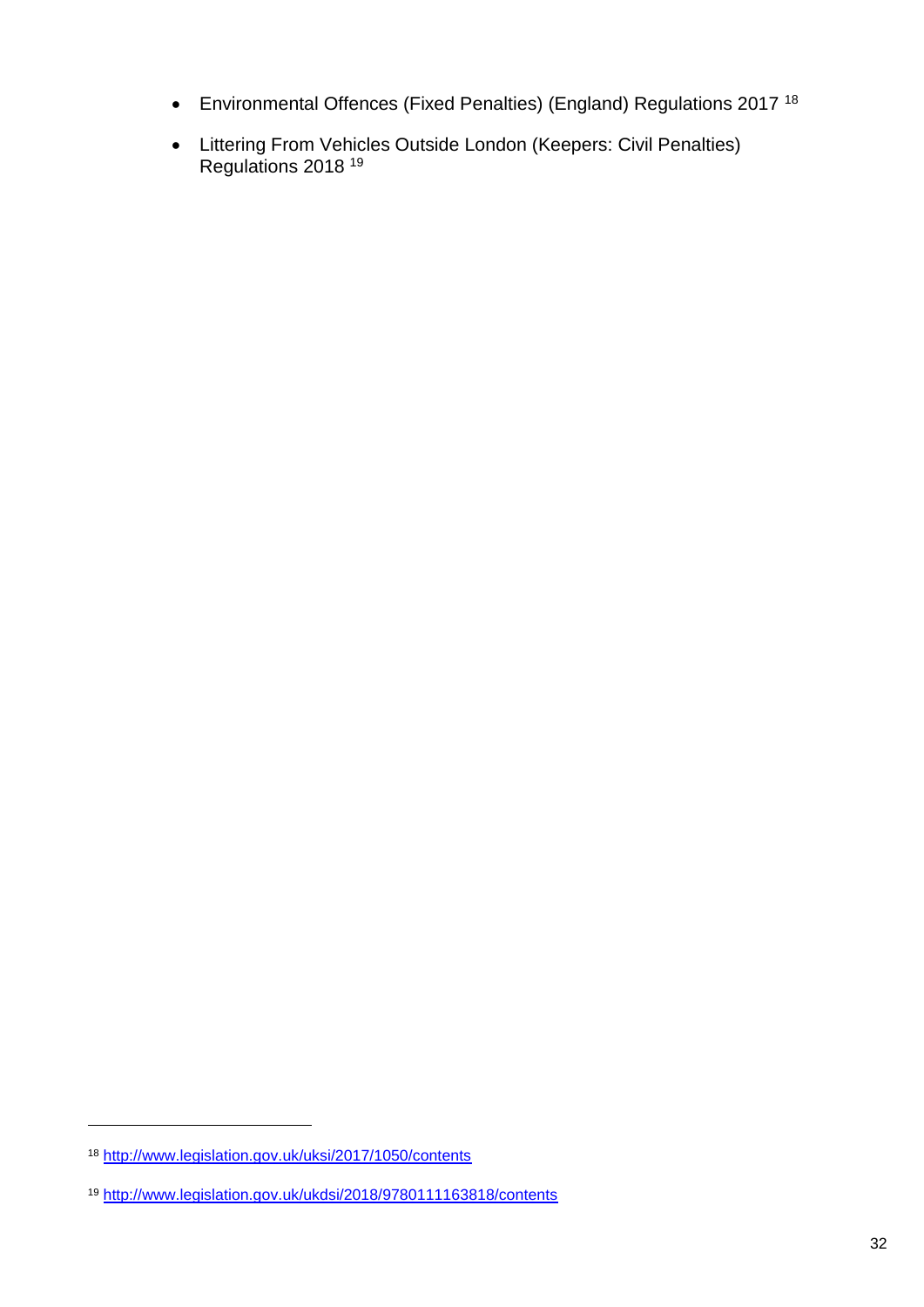- Environmental Offences (Fixed Penalties) (England) Regulations 2017 [18]
- Littering From Vehicles Outside London (Keepers: Civil Penalties) Regulations 2018 [19]

[18] http://www.legislation.gov.uk/uksi/2017/1050/contents

[19] http://www.legislation.gov.uk/ukdsi/2018/9780111163818/contents